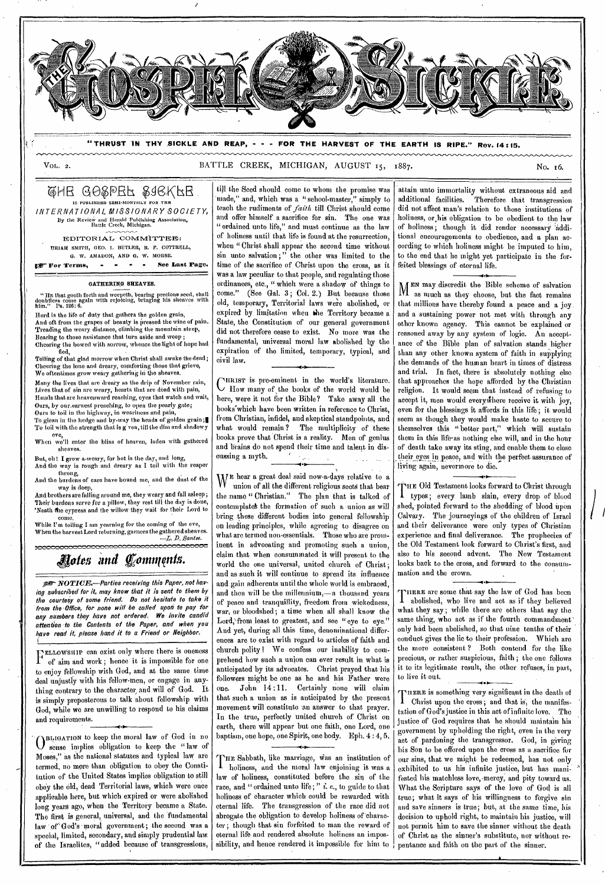# THE GOSPEL SICKLE

"THRUST IN THY SICKLE AND REAP, - - - FOR THE HARVEST OF THE EARTH IS RIPE." Rev. 14:15.

VOL. 2. BATTLE CREEK, MICHIGAN, AUGUST 15, 1887. No. 16.

THE GOSPEL SICKLE
IS PUBLISHED SEMI-MONTHLY FOR THE
*INTERNATIONAL MISSIONARY SOCIETY,*
By the Review and Herald Publishing Association, Battle Creek, Michigan.

EDITORIAL COMMITTEE:
URIAH SMITH, GEO. I. BUTLER, R. F. COTTRELL, G. W. AMADON, AND G. W. MORSE.

For Terms, - - - - See Last Page.

## GATHERING SHEAVES.

"HE that goeth forth and weepeth, bearing precious seed, shall doubtless come again with rejoicing, bringing his sheaves with him." Ps. 126:6.

Hard is the life of duty that gathers the golden grain,
And oft from the grapes of beauty is pressed the wine of pain.
Treading the weary distance, climbing the mountain steep,
Bearing to those assistance that turn aside and weep;
Cheering the bowed with sorrow, whence the light of hope had fled,
Telling of that glad morrow when Christ shall awake the dead;
Cheering the lone and dreary, comforting those that grieve,
We oftentimes grow weary gathering in the sheaves.

Many the lives that are dreary as the drip of November rain,
Lives that of sin are weary, hearts that are dead with pain,
Hands that are heavenward reaching, eyes that watch and wait,
Ours, by our earnest preaching, to open the pearly gate;
Ours to toil in the highway, in weariness and pain,
To glean in the hedge and by-way the bands of golden grain;
To toil with the strength that is given, till the dim and shadowy eve,
When we'll enter the bliss of heaven, laden with gathered sheaves.

But, oh! I grow a-weary, for hot is the day, and long,
And the way is rough and dreary as I toil with the reaper throng,
And the burdens of care have bound me, and the dust of the way is deep,
And brothers are falling around me, they weary and fall asleep;
Their burdens serve for a pillow, they rest till the day is done,
'Neath the cypress and the willow they wait for their Lord to come.
While I'm toiling I am yearning for the coming of the eve,
When the harvest Lord returning, garners the gathered sheaves.

—*L. D. Santee.*

## Notes and Comments.

*NOTICE.—Parties receiving this Paper, not having subscribed for it, may know that it is sent to them by the courtesy of some friend. Do not hesitate to take it from the Office, for none will be called upon to pay for any numbers they have not ordered. We invite candid attention to the Contents of the Paper, and when you have read it, please hand it to a Friend or Neighbor.*

FELLOWSHIP can exist only where there is oneness of aim and work; hence it is impossible for one to enjoy fellowship with God, and at the same time deal unjustly with his fellow-men, or engage in anything contrary to the character and will of God. It is simply preposterous to talk about fellowship with God, while we are unwilling to respond to his claims and requirements.

OBLIGATION to keep the moral law of God in no sense implies obligation to keep the "law of Moses," as the national statutes and typical law are termed, no more than obligation to obey the Constitution of the United States implies obligation to still obey the old, dead Territorial laws, which were once applicable here, but which expired or were abolished long years ago, when the Territory became a State. The first is general, universal, and the fundamental law of God's moral government; the second was a special, limited, secondary, and simply prudential law of the Israelites, "added because of transgressions, till the Seed should come to whom the promise was made," and, which was a "school-master," simply to teach the rudiments of *faith* till Christ should come and offer himself a sacrifice for sin. The one was "ordained unto life," and must continue as the law of holiness until that life is found at the resurrection, when "Christ shall appear the second time without sin unto salvation;" the other was limited to the time of the sacrifice of Christ upon the cross, as it was a law peculiar to that people, and regulating those ordinances, etc., "which were a shadow of things to come." (See Gal. 3; Col. 2.) But because those old, temporary, Territorial laws were abolished, or expired by limitation when the Territory became a State, the Constitution of our general government did not therefore cease to exist. No more was the fundamental, universal moral law abolished by the expiration of the limited, temporary, typical, and civil law.

CHRIST is pre-eminent in the world's literature. How many of the books of the world would be here, were it not for the Bible? Take away all the books which have been written in reference to Christ, from Christian, infidel, and skeptical standpoints, and what would remain? The multiplicity of these books prove that Christ is a reality. Men of genius and brains do not spend their time and talent in discussing a myth.

WE hear a great deal said now-a-days relative to a union of all the different religious sects that bear the name "Christian." The plan that is talked of contemplates the formation of such a union as will bring these different bodies into general fellowship on leading principles, while agreeing to disagree on what are termed non-essentials. Those who are prominent in advocating and promoting such a union, claim that when consummated it will present to the world the one universal, united church of Christ; and as such it will continue to spread its influence and gain adherents until the whole world is embraced, and then will be the millennium,—a thousand years of peace and tranquillity, freedom from wickedness, war, or bloodshed; a time when all shall know the Lord, from least to greatest, and see "eye to eye." And yet, during all this time, denominational differences are to exist with regard to articles of faith and church polity! We confess our inability to comprehend how such a union can ever result in what is anticipated by its advocates. Christ prayed that his followers might be one as he and his Father were one. John 14:11. Certainly none will claim that such a union as is anticipated by the present movement will constitute an answer to that prayer. In the true, perfectly united church of Christ on earth, there will appear but one faith, one Lord, one baptism, one hope, one Spirit, one body. Eph. 4:4, 5.

THE Sabbath, like marriage, was an institution of holiness, and the moral law enjoining it was a law of holiness, constituted before the sin of the race, and "ordained unto life;" *i. e.*, to guide to that holiness of character which could be rewarded with eternal life. The transgression of the race did not abrogate the obligation to develop holiness of character; though that sin forfeited to man the reward of eternal life and rendered absolute holiness an impossibility, and hence rendered it impossible for him to attain unto immortality without extraneous aid and additional facilities. Therefore that transgression did not affect man's relation to those institutions of holiness, or his obligation to be obedient to the law of holiness; though it did render necessary additional encouragements to obedience, and a plan according to which holiness might be imputed to him, to the end that he might yet participate in the forfeited blessings of eternal life.

MEN may discredit the Bible scheme of salvation as much as they choose, but the fact remains that millions have thereby found a peace and a joy and a sustaining power not met with through any other known agency. This cannot be explained or reasoned away by any system of logic. An acceptance of the Bible plan of salvation stands higher than any other known system of faith in supplying the demands of the human heart in times of distress and trial. In fact, there is absolutely nothing else that approaches the hope afforded by the Christian religion. It would seem that instead of refusing to accept it, men would everywhere receive it with joy, even for the blessings it affords in this life; it would seem as though they would make haste to secure to themselves this "better part," which will sustain them in this life as nothing else will, and in the hour of death take away its sting, and enable them to close their eyes in peace, and with the perfect assurance of living again, nevermore to die.

THE Old Testament looks forward to Christ through types; every lamb slain, every drop of blood shed, pointed forward to the shedding of blood upon Calvary. The journeyings of the children of Israel and their deliverance were only types of Christian experience and final deliverance. The prophecies of the Old Testament look forward to Christ's first, and also to his second advent. The New Testament looks back to the cross, and forward to the consummation and the crown.

THERE are some that say the law of God has been abolished, who live and act as if they believed what they say; while there are others that say the same thing, who act as if the fourth commandment only had been abolished, so that nine tenths of their conduct gives the lie to their profession. Which are the more consistent? Both contend for the like precious, or rather suspicious, faith; the one follows it to its legitimate result, the other refuses, in part, to live it out.

THERE is something very significant in the death of Christ upon the cross; and that is, the manifestation of God's justice in this act of infinite love. The justice of God requires that he should maintain his government by upholding the right, even in the very act of pardoning the transgressor. God, in giving his Son to be offered upon the cross as a sacrifice for our sins, that we might be redeemed, has not only exhibited to us his infinite justice, but has manifested his matchless love, mercy, and pity toward us. What the Scripture says of the love of God is all true; what it says of his willingness to forgive sin and save sinners is true; but, at the same time, his decision to uphold right, to maintain his justice, will not permit him to save the sinner without the death of Christ as the sinner's substitute, nor without repentance and faith on the part of the sinner.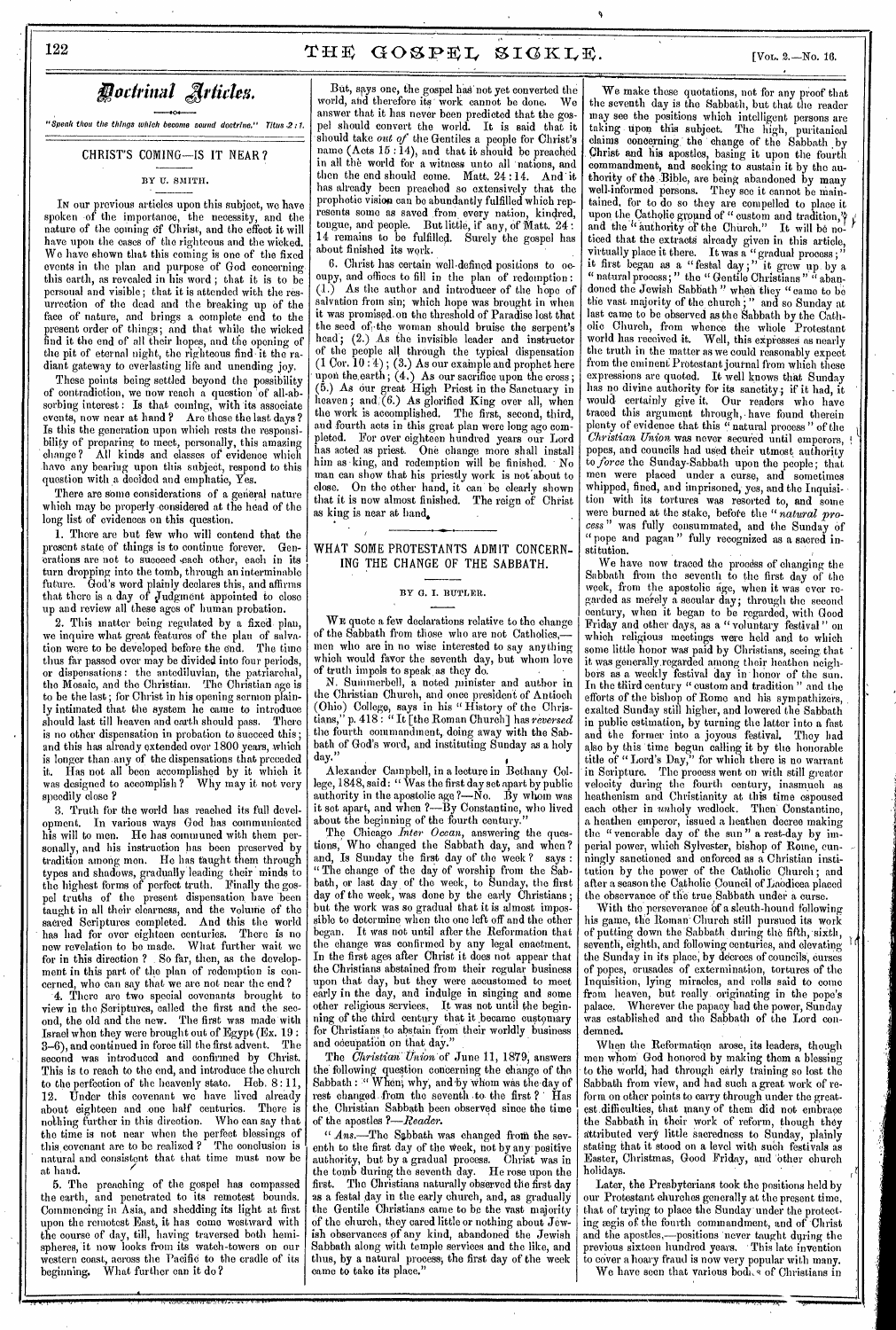# Doctrinal Articles.

*"Speak thou the things which become sound doctrine." Titus 2:1.*

## CHRIST'S COMING—IS IT NEAR?

BY U. SMITH.

IN our previous articles upon this subject, we have spoken of the importance, the necessity, and the nature of the coming of Christ, and the effect it will have upon the cases of the righteous and the wicked. We have shown that this coming is one of the fixed events in the plan and purpose of God concerning this earth, as revealed in his word; that it is to be personal and visible; that it is attended with the resurrection of the dead and the breaking up of the face of nature, and brings a complete end to the present order of things; and that while the wicked find it the end of all their hopes, and the opening of the pit of eternal night, the righteous find it the radiant gateway to everlasting life and unending joy.

These points being settled beyond the possibility of contradiction, we now reach a question of all-absorbing interest: Is that coming, with its associate events, now near at hand? Are these the last days? Is this the generation upon which rests the responsibility of preparing to meet, personally, this amazing change? All kinds and classes of evidence which have any bearing upon this subject, respond to this question with a decided and emphatic, Yes.

There are some considerations of a general nature which may be properly considered at the head of the long list of evidences on this question.

1. There are but few who will contend that the present state of things is to continue forever. Generations are not to succeed each other, each in its turn dropping into the tomb, through an interminable future. God's word plainly declares this, and affirms that there is a day of Judgment appointed to close up and review all these ages of human probation.

2. This matter being regulated by a fixed plan, we inquire what great features of the plan of salvation were to be developed before the end. The time thus far passed over may be divided into four periods, or dispensations: the antediluvian, the patriarchal, the Mosaic, and the Christian. The Christian age is to be the last; for Christ in his opening sermon plainly intimated that the system he came to introduce should last till heaven and earth should pass. There is no other dispensation in probation to succeed this; and this has already extended over 1800 years, which is longer than any of the dispensations that preceded it. Has not all been accomplished by it which it was designed to accomplish? Why may it not very speedily close?

3. Truth for the world has reached its full development. In various ways God has communicated his will to men. He has communed with them personally, and his instruction has been preserved by tradition among men. He has taught them through types and shadows, gradually leading their minds to the highest forms of perfect truth. Finally the gospel truths of the present dispensation have been taught in all their clearness, and the volume of the sacred Scriptures completed. And this the world has had for over eighteen centuries. There is no new revelation to be made. What further wait we for in this direction? So far, then, as the development in this part of the plan of redemption is concerned, who can say that we are not near the end?

4. There are two special covenants brought to view in the Scriptures, called the first and the second, the old and the new. The first was made with Israel when they were brought out of Egypt (Ex. 19: 3–6), and continued in force till the first advent. The second was introduced and confirmed by Christ. This is to reach to the end, and introduce the church to the perfection of the heavenly state. Heb. 8:11, 12. Under this covenant we have lived already about eighteen and one half centuries. There is nothing further in this direction. Who can say that the time is not near when the perfect blessings of this covenant are to be realized? The conclusion is natural and consistent that that time must now be at hand.

5. The preaching of the gospel has compassed the earth, and penetrated to its remotest bounds. Commencing in Asia, and shedding its light at first upon the remotest East, it has come westward with the course of day, till, having traversed both hemispheres, it now looks from its watch-towers on our western coast, across the Pacific to the cradle of its beginning. What further can it do?

But, says one, the gospel has not yet converted the world, and therefore its work cannot be done. We answer that it has never been predicted that the gospel should convert the world. It is said that it should take *out of* the Gentiles a people for Christ's name (Acts 15:14), and that it should be preached in all the world for a witness unto all nations, and then the end should come. Matt. 24:14. And it has already been preached so extensively that the prophetic vision can be abundantly fulfilled which represents some as saved from every nation, kindred, tongue, and people. But little, if any, of Matt. 24: 14 remains to be fulfilled. Surely the gospel has about finished its work.

6. Christ has certain well-defined positions to occupy, and offices to fill in the plan of redemption: (1.) As the author and introducer of the hope of salvation from sin; which hope was brought in when it was promised on the threshold of Paradise lost that the seed of the woman should bruise the serpent's head; (2.) As the invisible leader and instructor of the people all through the typical dispensation (1 Cor. 10:4); (3.) As our example and prophet here upon the earth; (4.) As our sacrifice upon the cross; (5.) As our great High Priest in the Sanctuary in heaven; and (6.) As glorified King over all, when the work is accomplished. The first, second, third, and fourth acts in this great plan were long ago completed. For over eighteen hundred years our Lord has acted as priest. One change more shall install him as king, and redemption will be finished. No man can show that his priestly work is not about to close. On the other hand, it can be clearly shown that it is now almost finished. The reign of Christ as king is near at hand.

## WHAT SOME PROTESTANTS ADMIT CONCERNING THE CHANGE OF THE SABBATH.

BY G. I. BUTLER.

WE quote a few declarations relative to the change of the Sabbath from those who are not Catholics,—men who are in no wise interested to say anything which would favor the seventh day, but whom love of truth impels to speak as they do.

N. Summerbell, a noted minister and author in the Christian Church, and once president of Antioch (Ohio) College, says in his "History of the Christians," p. 418: "It [the Roman Church] has *reversed* the fourth commandment, doing away with the Sabbath of God's word, and instituting Sunday as a holy day."

Alexander Campbell, in a lecture in Bethany College, 1848, said: "Was the first day set apart by public authority in the apostolic age?—No. By whom was it set apart, and when?—By Constantine, who lived about the beginning of the fourth century."

The Chicago *Inter Ocean*, answering the questions, Who changed the Sabbath day, and when? and, Is Sunday the first day of the week? says: "The change of the day of worship from the Sabbath, or last day of the week, to Sunday, the first day of the week, was done by the early Christians; but the work was so gradual that it is almost impossible to determine when the one left off and the other began. It was not until after the Reformation that the change was confirmed by any legal enactment. In the first ages after Christ it does not appear that the Christians abstained from their regular business upon that day, but they were accustomed to meet early in the day, and indulge in singing and some other religious services. It was not until the beginning of the third century that it became customary for Christians to abstain from their worldly business and occupation on that day."

The *Christian Union* of June 11, 1879, answers the following question concerning the change of the Sabbath: "When, why, and by whom was the day of rest changed from the seventh to the first? Has the Christian Sabbath been observed since the time of the apostles?—*Reader.*

"*Ans.*—The Sabbath was changed from the seventh to the first day of the week, not by any positive authority, but by a gradual process. Christ was in the tomb during the seventh day. He rose upon the first. The Christians naturally observed the first day as a festal day in the early church, and, as gradually the Gentile Christians came to be the vast majority of the church, they cared little or nothing about Jewish observances of any kind, abandoned the Jewish Sabbath along with temple services and the like, and thus, by a natural process, the first day of the week came to take its place."

We make these quotations, not for any proof that the seventh day is the Sabbath, but that the reader may see the positions which intelligent persons are taking upon this subject. The high, puritanical claims concerning the change of the Sabbath by Christ and his apostles, basing it upon the fourth commandment, and seeking to sustain it by the authority of the Bible, are being abandoned by many well-informed persons. They see it cannot be maintained, for to do so they are compelled to place it upon the Catholic ground of "custom and tradition," and the "authority of the Church." It will be noticed that the extracts already given in this article, virtually place it there. It was a "gradual process;" it first began as a "festal day;" it grew up by a "natural process;" the "Gentile Christians" "abandoned the Jewish Sabbath" when they "came to be the vast majority of the church;" and so Sunday at last came to be observed as the Sabbath by the Catholic Church, from whence the whole Protestant world has received it. Well, this expresses as nearly the truth in the matter as we could reasonably expect from the eminent Protestant journal from which these expressions are quoted. It well knows that Sunday has no divine authority for its sanctity; if it had, it would certainly give it. Our readers who have traced this argument through, have found therein plenty of evidence that this "natural process" of the *Christian Union* was never secured until emperors, popes, and councils had used their utmost authority to *force* the Sunday-Sabbath upon the people; that men were placed under a curse, and sometimes whipped, fined, and imprisoned, yes, and the Inquisition with its tortures was resorted to, and some were burned at the stake, before the "*natural process*" was fully consummated, and the Sunday of "pope and pagan" fully recognized as a sacred institution.

We have now traced the process of changing the Sabbath from the seventh to the first day of the week, from the apostolic age, when it was ever regarded as merely a secular day; through the second century, when it began to be regarded, with Good Friday and other days, as a "voluntary festival" on which religious meetings were held and to which some little honor was paid by Christians, seeing that it was generally regarded among their heathen neighbors as a weekly festival day in honor of the sun. In the third century "custom and tradition" and the efforts of the bishop of Rome and his sympathizers, exalted Sunday still higher, and lowered the Sabbath in public estimation, by turning the latter into a fast and the former into a joyous festival. They had also by this time begun calling it by the honorable title of "Lord's Day," for which there is no warrant in Scripture. The process went on with still greater velocity during the fourth century, inasmuch as heathenism and Christianity at this time espoused each other in *un*holy wedlock. Then Constantine, a heathen emperor, issued a heathen decree making the "venerable day of the sun" a rest-day by imperial power, which Sylvester, bishop of Rome, cunningly sanctioned and enforced as a Christian institution by the power of the Catholic Church; and after a season the Catholic Council of Laodicea placed the observance of the true Sabbath under a curse.

With the perseverance of a sleuth-hound following his game, the Roman Church still pursued its work of putting down the Sabbath during the fifth, sixth, seventh, eighth, and following centuries, and elevating the Sunday in its place, by decrees of councils, curses of popes, crusades of extermination, tortures of the Inquisition, lying miracles, and rolls said to come from heaven, but really originating in the pope's palace. Wherever the papacy had the power, Sunday was established and the Sabbath of the Lord condemned.

When the Reformation arose, its leaders, though men whom God honored by making them a blessing to the world, had through early training so lost the Sabbath from view, and had such a great work of reform on other points to carry through under the greatest difficulties, that many of them did not embrace the Sabbath in their work of reform, though they attributed very little sacredness to Sunday, plainly stating that it stood on a level with such festivals as Easter, Christmas, Good Friday, and other church holidays.

Later, the Presbyterians took the positions held by our Protestant churches generally at the present time, that of trying to place the Sunday under the protecting ægis of the fourth commandment, and of Christ and the apostles,—positions never taught during the previous sixteen hundred years. This late invention to cover a hoary fraud is now very popular with many.

We have seen that various bodies of Christians in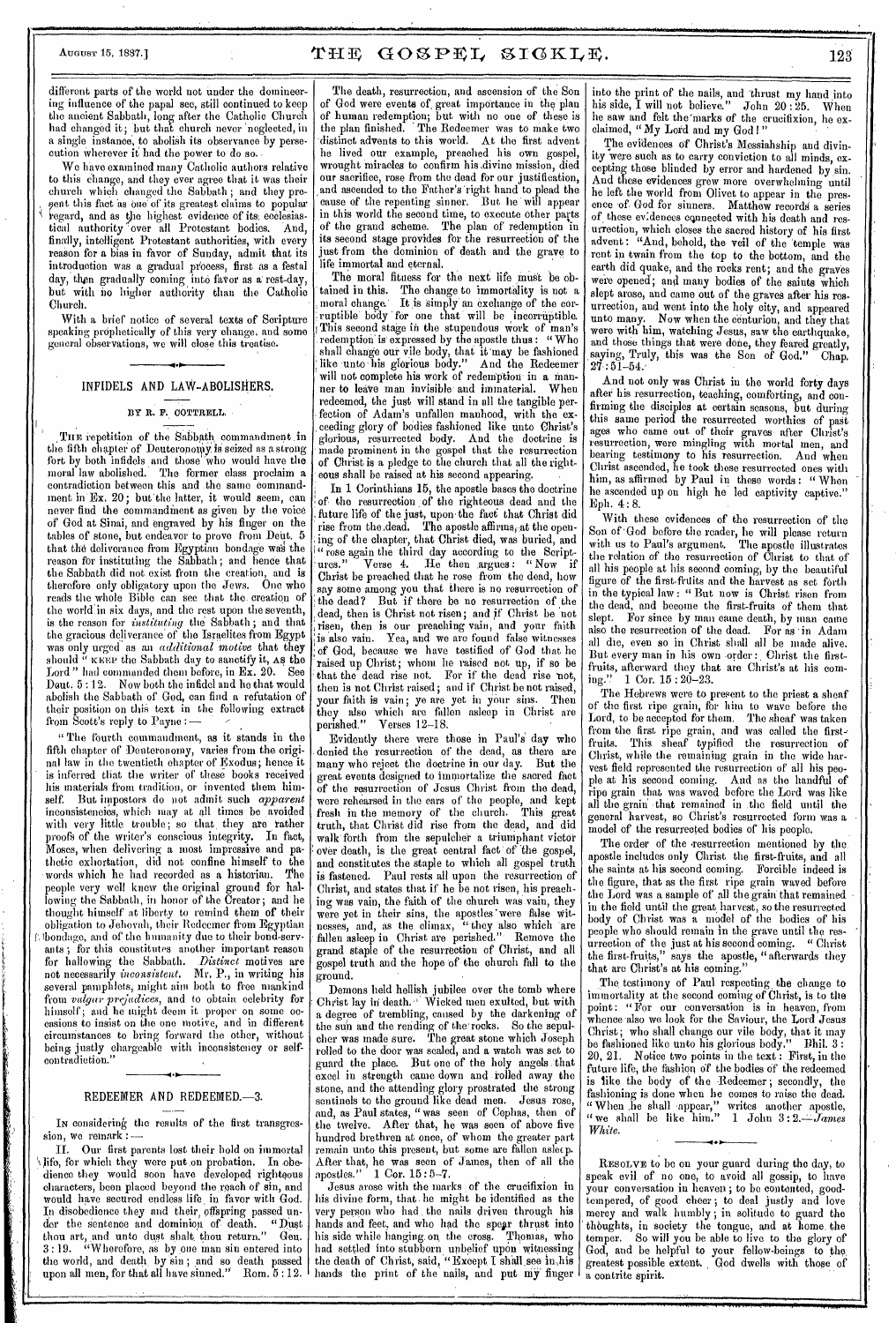different parts of the world not under the domineering influence of the papal see, still continued to keep the ancient Sabbath, long after the Catholic Church had changed it; but that church never neglected, in a single instance, to abolish its observance by persecution wherever it had the power to do so.

We have examined many Catholic authors relative to this change, and they ever agree that it was their church which changed the Sabbath; and they present this fact as one of its greatest claims to popular regard, and as the highest evidence of its ecclesiastical authority over all Protestant bodies. And, finally, intelligent Protestant authorities, with every reason for a bias in favor of Sunday, admit that its introduction was a gradual process, first as a festal day, then gradually coming into favor as a rest-day, but with no higher authority than the Catholic Church.

With a brief notice of several texts of Scripture speaking prophetically of this very change, and some general observations, we will close this treatise.

## INFIDELS AND LAW-ABOLISHERS.

BY R. F. COTTRELL.

THE repetition of the Sabbath commandment in the fifth chapter of Deuteronomy is seized as a strong fort by both infidels and those who would have the moral law abolished. The former class proclaim a contradiction between this and the same commandment in Ex. 20; but the latter, it would seem, can never find the commandment as given by the voice of God at Sinai, and engraved by his finger on the tables of stone, but endeavor to prove from Deut. 5 that the deliverance from Egyptian bondage was the reason for instituting the Sabbath; and hence that the Sabbath did not exist from the creation, and is therefore only obligatory upon the Jews. One who reads the whole Bible can see that the creation of the world in six days, and the rest upon the seventh, is the reason for *instituting* the Sabbath; and that the gracious deliverance of the Israelites from Egypt was only urged as an *additional motive* that they should "KEEP the Sabbath day to sanctify it, AS the Lord" had commanded them before, in Ex. 20. See Deut. 5:12. Now both the infidel and he that would abolish the Sabbath of God, can find a refutation of their position on this text in the following extract from Scott's reply to Payne:—

"The fourth commandment, as it stands in the fifth chapter of Deuteronomy, varies from the original law in the twentieth chapter of Exodus; hence it is inferred that the writer of these books received his materials from tradition, or invented them himself. But impostors do not admit such *apparent* inconsistencies, which may at all times be avoided with very little trouble; so that they are rather proofs of the writer's conscious integrity. In fact, Moses, when delivering a most impressive and pathetic exhortation, did not confine himself to the words which he had recorded as a historian. The people very well knew the original ground for hallowing the Sabbath, in honor of the Creator; and he thought himself at liberty to remind them of their obligation to Jehovah, their Redeemer from Egyptian bondage, and of the humanity due to their bond-servants; for this constitutes another important reason for hallowing the Sabbath. *Distinct* motives are not necessarily *inconsistent*. Mr. P., in writing his several pamphlets, might aim both to free mankind from *vulgar prejudices*, and to obtain celebrity for himself; and he might deem it proper on some occasions to insist on the one motive, and in different circumstances to bring forward the other, without being justly chargeable with inconsistency or self-contradiction."

## REDEEMER AND REDEEMED.—3.

IN considering the results of the first transgression, we remark:—

II. Our first parents lost their hold on immortal life, for which they were put on probation. In obedience they would soon have developed righteous characters, been placed beyond the reach of sin, and would have secured endless life in favor with God. In disobedience they and their offspring passed under the sentence and dominion of death. "Dust thou art, and unto dust shalt thou return." Gen. 3:19. "Wherefore, as by one man sin entered into the world, and death by sin; and so death passed upon all men, for that all have sinned." Rom. 5:12.

The death, resurrection, and ascension of the Son of God were events of great importance in the plan of human redemption; but with no one of these is the plan finished. The Redeemer was to make two distinct advents to this world. At the first advent he lived our example, preached his own gospel, wrought miracles to confirm his divine mission, died our sacrifice, rose from the dead for our justification, and ascended to the Father's right hand to plead the cause of the repenting sinner. But he will appear in this world the second time, to execute other parts of the grand scheme. The plan of redemption in its second stage provides for the resurrection of the just from the dominion of death and the grave to life immortal and eternal.

The moral fitness for the next life must be obtained in this. The change to immortality is not a moral change. It is simply an exchange of the corruptible body for one that will be incorruptible. This second stage in the stupendous work of man's redemption is expressed by the apostle thus: "Who shall change our vile body, that it may be fashioned like unto his glorious body." And the Redeemer will not complete his work of redemption in a manner to leave man invisible and immaterial. When redeemed, the just will stand in all the tangible perfection of Adam's unfallen manhood, with the exceeding glory of bodies fashioned like unto Christ's glorious, resurrected body. And the doctrine is made prominent in the gospel that the resurrection of Christ is a pledge to the church that all the righteous shall be raised at his second appearing.

In 1 Corinthians 15, the apostle bases the doctrine of the resurrection of the righteous dead and the future life of the just, upon the fact that Christ did rise from the dead. The apostle affirms, at the opening of the chapter, that Christ died, was buried, and "rose again the third day according to the Scriptures." Verse 4. He then argues: "Now if Christ be preached that he rose from the dead, how say some among you that there is no resurrection of the dead? But if there be no resurrection of the dead, then is Christ not risen; and if Christ be not risen, then is our preaching vain, and your faith is also vain. Yea, and we are found false witnesses of God, because we have testified of God that he raised up Christ; whom he raised not up, if so be that the dead rise not. For if the dead rise not, then is not Christ raised; and if Christ be not raised, your faith is vain; ye are yet in your sins. Then they also which are fallen asleep in Christ are perished." Verses 12-18.

Evidently there were those in Paul's day who denied the resurrection of the dead, as there are many who reject the doctrine in our day. But the great events designed to immortalize the sacred fact of the resurrection of Jesus Christ from the dead, were rehearsed in the ears of the people, and kept fresh in the memory of the church. This great truth, that Christ did rise from the dead, and did walk forth from the sepulcher a triumphant victor over death, is the great central fact of the gospel, and constitutes the staple to which all gospel truth is fastened. Paul rests all upon the resurrection of Christ, and states that if he be not risen, his preaching was vain, the faith of the church was vain, they were yet in their sins, the apostles were false witnesses, and, as the climax, "they also which are fallen asleep in Christ are perished." Remove the grand staple of the resurrection of Christ, and all gospel truth and the hope of the church fall to the ground.

Demons held hellish jubilee over the tomb where Christ lay in death. Wicked men exulted, but with a degree of trembling, caused by the darkening of the sun and the rending of the rocks. So the sepulcher was made sure. The great stone which Joseph rolled to the door was sealed, and a watch was set to guard the place. But one of the holy angels that excel in strength came down and rolled away the stone, and the attending glory prostrated the strong sentinels to the ground like dead men. Jesus rose, and, as Paul states, "was seen of Cephas, then of the twelve. After that, he was seen of above five hundred brethren at once, of whom the greater part remain unto this present, but some are fallen asleep. After that, he was seen of James, then of all the apostles." 1 Cor. 15:5-7.

Jesus arose with the marks of the crucifixion in his divine form, that he might be identified as the very person who had the nails driven through his hands and feet, and who had the spear thrust into his side while hanging on the cross. Thomas, who had settled into stubborn unbelief upon witnessing the death of Christ, said, "Except I shall see in his hands the print of the nails, and put my finger into the print of the nails, and thrust my hand into his side, I will not believe." John 20:25. When he saw and felt the marks of the crucifixion, he exclaimed, "My Lord and my God!"

The evidences of Christ's Messiahship and divinity were such as to carry conviction to all minds, excepting those blinded by error and hardened by sin. And these evidences grew more overwhelming until he left the world from Olivet to appear in the presence of God for sinners. Matthew records a series of these evidences connected with his death and resurrection, which closes the sacred history of his first advent: "And, behold, the veil of the temple was rent in twain from the top to the bottom, and the earth did quake, and the rocks rent; and the graves were opened; and many bodies of the saints which slept arose, and came out of the graves after his resurrection, and went into the holy city, and appeared unto many. Now when the centurion, and they that were with him, watching Jesus, saw the earthquake, and those things that were done, they feared greatly, saying, Truly, this was the Son of God." Chap. 27:51-54.

And not only was Christ in the world forty days after his resurrection, teaching, comforting, and confirming the disciples at certain seasons, but during this same period the resurrected worthies of past ages who came out of their graves after Christ's resurrection, were mingling with mortal men, and bearing testimony to his resurrection. And when Christ ascended, he took these resurrected ones with him, as affirmed by Paul in these words: "When he ascended up on high he led captivity captive." Eph. 4:8.

With these evidences of the resurrection of the Son of God before the reader, he will please return with us to Paul's argument. The apostle illustrates the relation of the resurrection of Christ to that of all his people at his second coming, by the beautiful figure of the first-fruits and the harvest as set forth in the typical law: "But now is Christ risen from the dead, and become the first-fruits of them that slept. For since by man came death, by man came also the resurrection of the dead. For as in Adam all die, even so in Christ shall all be made alive. But every man in his own order: Christ the first-fruits, afterward they that are Christ's at his coming." 1 Cor. 15:20-23.

The Hebrews were to present to the priest a sheaf of the first ripe grain, for him to wave before the Lord, to be accepted for them. The sheaf was taken from the first ripe grain, and was called the first-fruits. This sheaf typified the resurrection of Christ, while the remaining grain in the wide harvest field represented the resurrection of all his people at his second coming. And as the handful of ripe grain that was waved before the Lord was like all the grain that remained in the field until the general harvest, so Christ's resurrected form was a model of the resurrected bodies of his people.

The order of the resurrection mentioned by the apostle includes only Christ the first-fruits, and all the saints at his second coming. Forcible indeed is the figure, that as the first ripe grain waved before the Lord was a sample of all the grain that remained in the field until the great harvest, so the resurrected body of Christ was a model of the bodies of his people who should remain in the grave until the resurrection of the just at his second coming. "Christ the first-fruits," says the apostle, "afterwards they that are Christ's at his coming."

The testimony of Paul respecting the change to immortality at the second coming of Christ, is to the point: "For our conversation is in heaven, from whence also we look for the Saviour, the Lord Jesus Christ; who shall change our vile body, that it may be fashioned like unto his glorious body." Phil. 3:20, 21. Notice two points in the text: First, in the future life, the fashion of the bodies of the redeemed is like the body of the Redeemer; secondly, the fashioning is done when he comes to raise the dead. "When he shall appear," writes another apostle, "we shall be like him." 1 John 3:2.—*James White.*

RESOLVE to be on your guard during the day, to speak evil of no one, to avoid all gossip, to have your conversation in heaven; to be contented, good-tempered, of good cheer; to deal justly and love mercy and walk humbly; in solitude to guard the thoughts, in society the tongue, and at home the temper. So will you be able to live to the glory of God, and be helpful to your fellow-beings to the greatest possible extent. God dwells with those of a contrite spirit.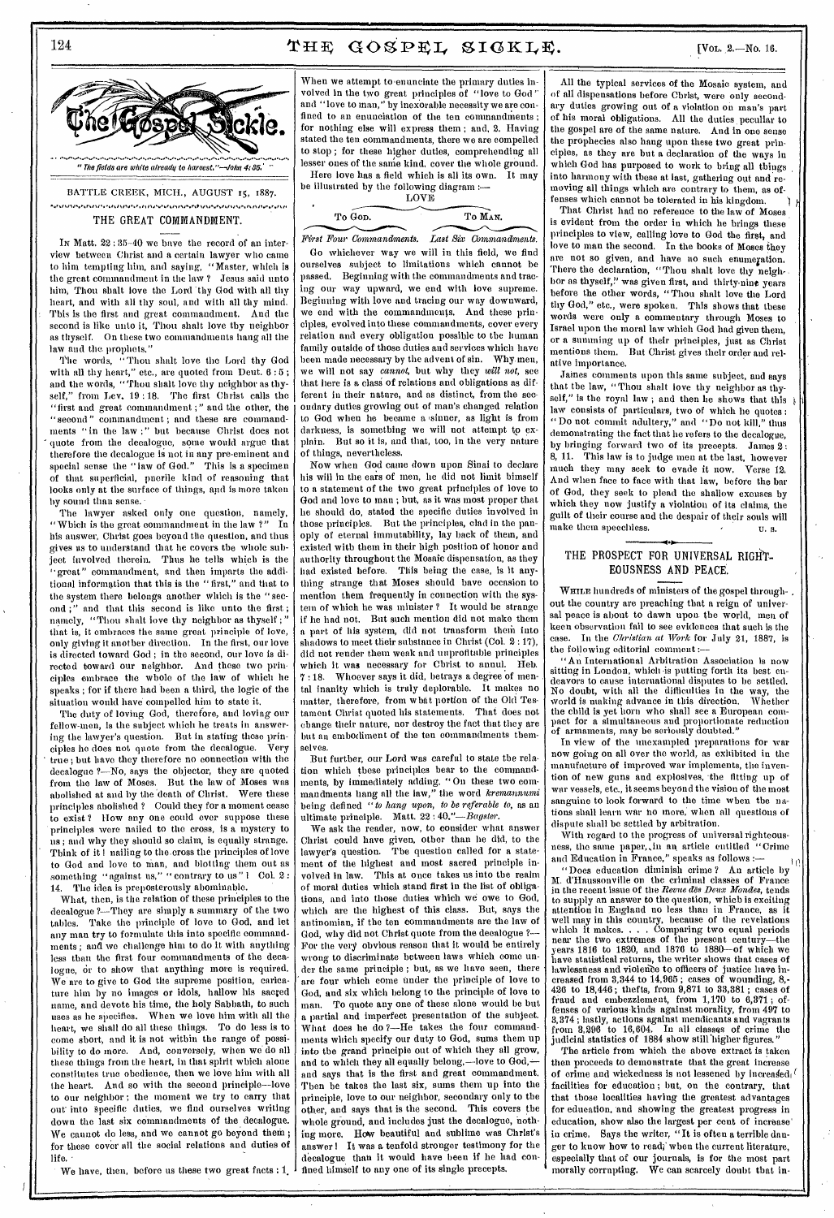*"The fields are white already to harvest."—John 4:35.*

BATTLE CREEK, MICH., AUGUST 15, 1887.

## THE GREAT COMMANDMENT.

In Matt. 22:35-40 we have the record of an interview between Christ and a certain lawyer who came to him tempting him, and saying, "Master, which is the great commandment in the law? Jesus said unto him, Thou shalt love the Lord thy God with all thy heart, and with all thy soul, and with all thy mind. This is the first and great commandment. And the second is like unto it, Thou shalt love thy neighbor as thyself. On these two commandments hang all the law and the prophets."

The words, "Thou shalt love the Lord thy God with all thy heart," etc., are quoted from Deut. 6:5; and the words, "Thou shalt love thy neighbor as thyself," from Lev. 19:18. The first Christ calls the "first and great commandment;" and the other, the "second" commandment; and these are commandments "in the law;" but because Christ does not quote from the decalogue, some would argue that therefore the decalogue is not in any pre-eminent and special sense the "law of God." This is a specimen of that superficial, puerile kind of reasoning that looks only at the surface of things, and is more taken by sound than sense.

The lawyer asked only one question, namely, "Which is the great commandment in the law?" In his answer, Christ goes beyond the question, and thus gives us to understand that he covers the whole subject involved therein. Thus he tells which is the "great" commandment, and then imparts the additional information that this is the "first," and that to the system there belongs another which is the "second;" and that this second is like unto the first; namely, "Thou shalt love thy neighbor as thyself;" that is, it embraces the same great principle of love, only giving it another direction. In the first, our love is directed toward God; in the second, our love is directed toward our neighbor. And these two principles embrace the whole of the law of which he speaks; for if there had been a third, the logic of the situation would have compelled him to state it.

The duty of loving God, therefore, and loving our fellow-men, is the subject which he treats in answering the lawyer's question. But in stating these principles he does not quote from the decalogue. Very true; but have they therefore no connection with the decalogue?—No, says the objector, they are quoted from the law of Moses. But the law of Moses was abolished at and by the death of Christ. Were these principles abolished? Could they for a moment cease to exist? How any one could ever suppose these principles were nailed to the cross, is a mystery to us; and why they should so claim, is equally strange. Think of it! nailing to the cross the principles of love to God and love to man, and blotting them out as something "against us," "contrary to us"! Col. 2:14. The idea is preposterously abominable.

What, then, is the relation of these principles to the decalogue?—They are simply a summary of the two tables. Take the principle of love to God, and let any man try to formulate this into specific commandments; and we challenge him to do it with anything less than the first four commandments of the decalogue, or to show that anything more is required. We are to give to God the supreme position, caricature him by no images or idols, hallow his sacred name, and devote his time, the holy Sabbath, to such uses as he specifies. When we love him with all the heart, we shall do all these things. To do less is to come short, and it is not within the range of possibility to do more. And, conversely, when we do all these things from the heart, in that spirit which alone constitutes true obedience, then we love him with all the heart. And so with the second principle—love to our neighbor; the moment we try to carry that out into specific duties, we find ourselves writing down the last six commandments of the decalogue. We cannot do less, and we cannot go beyond them; for these cover all the social relations and duties of life.

We have, then, before us these two great facts: 1. When we attempt to enunciate the primary duties involved in the two great principles of "love to God" and "love to man," by inexorable necessity we are confined to an enunciation of the ten commandments; for nothing else will express them; and, 2. Having stated the ten commandments, there we are compelled to stop; for these higher duties, comprehending all lesser ones of the same kind, cover the whole ground.

Here love has a field which is all its own. It may be illustrated by the following diagram:—

LOVE

To God. — To Man.

*First Four Commandments. — Last Six Commandments.*

Go whichever way we will in this field, we find ourselves subject to limitations which cannot be passed. Beginning with the commandments and tracing our way upward, we end with love supreme. Beginning with love and tracing our way downward, we end with the commandments. And these principles, evolved into these commandments, cover every relation and every obligation possible to the human family outside of those duties and services which have been made necessary by the advent of sin. Why men, we will not say *cannot*, but why they *will not*, see that here is a class of relations and obligations as different in their nature, and as distinct, from the secondary duties growing out of man's changed relation to God when he became a sinner, as light is from darkness, is something we will not attempt to explain. But so it is, and that, too, in the very nature of things, nevertheless.

Now when God came down upon Sinai to declare his will in the ears of men, he did not limit himself to a statement of the two great principles of love to God and love to man; but, as it was most proper that he should do, stated the specific duties involved in those principles. But the principles, clad in the panoply of eternal immutability, lay back of them, and existed with them in their high position of honor and authority throughout the Mosaic dispensation, as they had existed before. This being the case, is it anything strange that Moses should have occasion to mention them frequently in connection with the system of which he was minister? It would be strange if he had not. But such mention did not make them a part of his system, did not transform them into shadows to meet their substance in Christ (Col. 2:17), did not render them weak and unprofitable principles which it was necessary for Christ to annul. Heb. 7:18. Whoever says it did, betrays a degree of mental inanity which is truly deplorable. It makes no matter, therefore, from what portion of the Old Testament Christ quoted his statements. That does not change their nature, nor destroy the fact that they are but an embodiment of the ten commandments themselves.

But further, our Lord was careful to state the relation which these principles bear to the commandments, by immediately adding, "On these two commandments hang all the law," the word *kremannumi* being defined "*to hang upon, to be referable to*, as an ultimate principle. Matt. 22:40."—*Bagster*.

We ask the reader, now, to consider what answer Christ could have given, other than he did, to the lawyer's question. The question called for a statement of the highest and most sacred principle involved in law. This at once takes us into the realm of moral duties which stand first in the list of obligations, and into those duties which we owe to God, which are the highest of this class. But, says the antinomian, if the ten commandments are the law of God, why did not Christ quote from the decalogue?—For the very obvious reason that it would be entirely wrong to discriminate between laws which come under the same principle; but, as we have seen, there are four which come under the principle of love to God, and six which belong to the principle of love to man. To quote any one of these alone would be but a partial and imperfect presentation of the subject. What does he do?—He takes the four commandments which specify our duty to God, sums them up into the grand principle out of which they all grow, and to which they all equally belong,—love to God,—and says that is the first and great commandment. Then he takes the last six, sums them up into the principle, love to our neighbor, secondary only to the other, and says that is the second. This covers the whole ground, and includes just the decalogue, nothing more. How beautiful and sublime was Christ's answer! It was a tenfold stronger testimony for the decalogue than it would have been if he had confined himself to any one of its single precepts.

All the typical services of the Mosaic system, and of all dispensations before Christ, were only secondary duties growing out of a violation on man's part of his moral obligations. All the duties peculiar to the gospel are of the same nature. And in one sense the prophecies also hang upon these two great principles, as they are but a declaration of the ways in which God has purposed to work to bring all things into harmony with these at last, gathering out and removing all things which are contrary to them, as offenses which cannot be tolerated in his kingdom.

That Christ had no reference to the law of Moses is evident from the order in which he brings these principles to view, calling love to God the first, and love to man the second. In the books of Moses they are not so given, and have no such enumeration. There the declaration, "Thou shalt love thy neighbor as thyself," was given first, and thirty-nine years before the other words, "Thou shalt love the Lord thy God," etc., were spoken. This shows that these words were only a commentary through Moses to Israel upon the moral law which God had given them, or a summing up of their principles, just as Christ mentions them. But Christ gives their order and relative importance.

James comments upon this same subject, and says that the law, "Thou shalt love thy neighbor as thyself," is the royal law; and then he shows that this law consists of particulars, two of which he quotes: "Do not commit adultery," and "Do not kill," thus demonstrating the fact that he refers to the decalogue, by bringing forward two of its precepts. James 2:8, 11. This law is to judge men at the last, however much they may seek to evade it now. Verse 12. And when face to face with that law, before the bar of God, they seek to plead the shallow excuses by which they now justify a violation of its claims, the guilt of their course and the despair of their souls will make them speechless.

U. S.

## THE PROSPECT FOR UNIVERSAL RIGHTEOUSNESS AND PEACE.

While hundreds of ministers of the gospel throughout the country are preaching that a reign of universal peace is about to dawn upon the world, men of keen observation fail to see evidences that such is the case. In the *Christian at Work* for July 21, 1887, is the following editorial comment:—

"An International Arbitration Association is now sitting in London, which is putting forth its best endeavors to cause international disputes to be settled. No doubt, with all the difficulties in the way, the world is making advance in this direction. Whether the child is yet born who shall see a European compact for a simultaneous and proportionate reduction of armaments, may be seriously doubted."

In view of the unexampled preparations for war now going on all over the world, as exhibited in the manufacture of improved war implements, the invention of new guns and explosives, the fitting up of war vessels, etc., it seems beyond the vision of the most sanguine to look forward to the time when the nations shall learn war no more, when all questions of dispute shall be settled by arbitration.

With regard to the progress of universal righteousness, the same paper, in an article entitled "Crime and Education in France," speaks as follows:—

"Does education diminish crime? An article by M. d'Haussonville on the criminal classes of France in the recent issue of the *Revue des Deux Mondes*, tends to supply an answer to the question, which is exciting attention in England no less than in France, as it well may in this country, because of the revelations which it makes. . . . Comparing two equal periods near the two extremes of the present century—the years 1816 to 1820, and 1876 to 1880—of which we have statistical returns, the writer shows that cases of lawlessness and violence to officers of justice have increased from 3,344 to 14,965; cases of wounding, 8,426 to 18,446; thefts, from 9,871 to 33,381; cases of fraud and embezzlement, from 1,170 to 6,371; offenses of various kinds against morality, from 497 to 3,374; lastly, actions against mendicants and vagrants from 3,206 to 16,604. In all classes of crime the judicial statistics of 1884 show still higher figures."

The article from which the above extract is taken then proceeds to demonstrate that the great increase of crime and wickedness is not lessened by increased facilities for education; but, on the contrary, that that those localities having the greatest advantages for education, and showing the greatest progress in education, show also the largest per cent of increase in crime. Says the writer, "It is often a terrible danger to know how to read; when the current literature, especially that of our journals, is for the most part morally corrupting. We can scarcely doubt that in-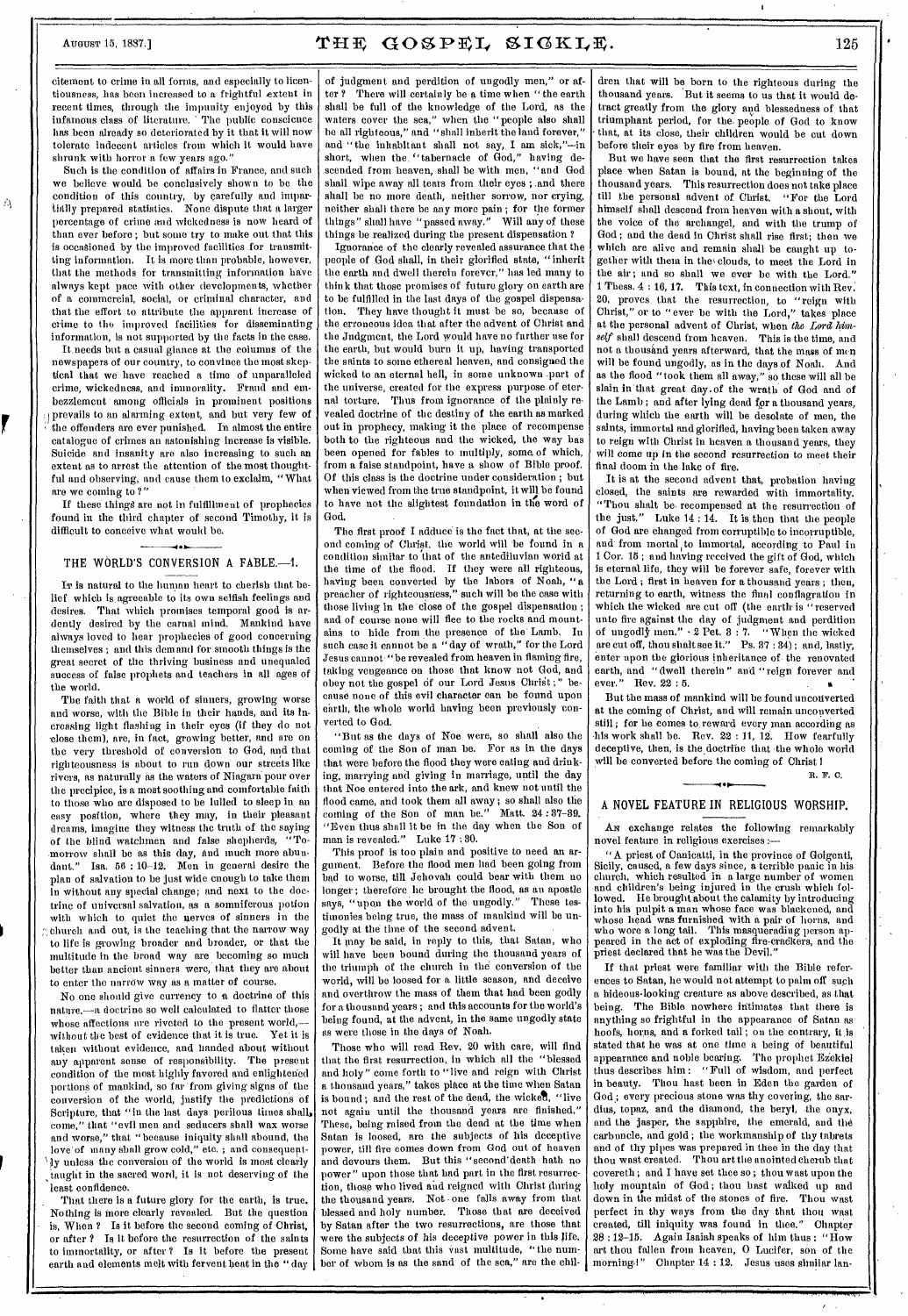citement to crime in all forms, and especially to licentiousness, has been increased to a frightful extent in recent times, through the impunity enjoyed by this infamous class of literature. The public conscience has been already so deteriorated by it that it will now tolerate indecent articles from which it would have shrunk with horror a few years ago."

Such is the condition of affairs in France, and such we believe would be conclusively shown to be the condition of this country, by carefully and impartially prepared statistics. None dispute that a larger percentage of crime and wickedness is now heard of than ever before; but some try to make out that this is occasioned by the improved facilities for transmitting information. It is more than probable, however, that the methods for transmitting information have always kept pace with other developments, whether of a commercial, social, or criminal character, and that the effort to attribute the apparent increase of crime to the improved facilities for disseminating information, is not supported by the facts in the case.

It needs but a casual glance at the columns of the newspapers of our country, to convince the most skeptical that we have reached a time of unparalleled crime, wickedness, and immorality. Fraud and embezzlement among officials in prominent positions prevails to an alarming extent, and but very few of the offenders are ever punished. In almost the entire catalogue of crimes an astonishing increase is visible. Suicide and insanity are also increasing to such an extent as to arrest the attention of the most thoughtful and observing, and cause them to exclaim, "What are we coming to?"

If these things are not in fulfillment of prophecies found in the third chapter of second Timothy, it is difficult to conceive what would be.

## THE WORLD'S CONVERSION A FABLE.—1.

It is natural to the human heart to cherish that belief which is agreeable to its own selfish feelings and desires. That which promises temporal good is ardently desired by the carnal mind. Mankind have always loved to hear prophecies of good concerning themselves; and this demand for smooth things is the great secret of the thriving business and unequaled success of false prophets and teachers in all ages of the world.

The faith that a world of sinners, growing worse and worse, with the Bible in their hands, and its increasing light flashing in their eyes (if they do not close them), are, in fact, growing better, and are on the very threshold of conversion to God, and that righteousness is about to run down our streets like rivers, as naturally as the waters of Niagara pour over the precipice, is a most soothing and comfortable faith to those who are disposed to be lulled to sleep in an easy position, where they may, in their pleasant dreams, imagine they witness the truth of the saying of the blind watchmen and false shepherds, "To-morrow shall be as this day, and much more abundant." Isa. 56 : 10-12. Men in general desire the plan of salvation to be just wide enough to take them in without any special change; and next to the doctrine of universal salvation, as a somniferous potion with which to quiet the nerves of sinners in the church and out, is the teaching that the narrow way to life is growing broader and broader, or that the multitude in the broad way are becoming so much better than ancient sinners were, that they are about to enter the narrow way as a matter of course.

No one should give currency to a doctrine of this nature,—a doctrine so well calculated to flatter those whose affections are riveted to the present world,—without the best of evidence that it is true. Yet it is taken without evidence, and handed about without any apparent sense of responsibility. The present condition of the most highly favored and enlightened portions of mankind, so far from giving signs of the conversion of the world, justify the predictions of Scripture, that "in the last days perilous times shall come," that "evil men and seducers shall wax worse and worse," that "because iniquity shall abound, the love of many shall grow cold," etc.; and consequently unless the conversion of the world is most clearly taught in the sacred word, it is not deserving of the least confidence.

That there is a future glory for the earth, is true. Nothing is more clearly revealed. But the question is, When? Is it before the second coming of Christ, or after? Is it before the resurrection of the saints to immortality, or after? Is it before the present earth and elements melt with fervent heat in the "day of judgment and perdition of ungodly men," or after? There will certainly be a time when "the earth shall be full of the knowledge of the Lord, as the waters cover the sea," when the "people also shall be all righteous," and "shall inherit the land forever," and "the inhabitant shall not say, I am sick,"—in short, when the "tabernacle of God," having descended from heaven, shall be with men, "and God shall wipe away all tears from their eyes; and there shall be no more death, neither sorrow, nor crying, neither shall there be any more pain; for the former things" shall have "passed away." Will any of these things be realized during the present dispensation?

Ignorance of the clearly revealed assurance that the people of God shall, in their glorified state, "inherit the earth and dwell therein forever," has led many to think that those promises of future glory on earth are to be fulfilled in the last days of the gospel dispensation. They have thought it must be so, because of the erroneous idea that after the advent of Christ and the Judgment, the Lord would have no further use for the earth, but would burn it up, having transported the saints to some ethereal heaven, and consigned the wicked to an eternal hell, in some unknown part of the universe, created for the express purpose of eternal torture. Thus from ignorance of the plainly revealed doctrine of the destiny of the earth as marked out in prophecy, making it the place of recompense both to the righteous and the wicked, the way has been opened for fables to multiply, some of which, from a false standpoint, have a show of Bible proof. Of this class is the doctrine under consideration; but when viewed from the true standpoint, it will be found to have not the slightest foundation in the word of God.

The first proof I adduce is the fact that, at the second coming of Christ, the world will be found in a condition similar to that of the antediluvian world at the time of the flood. If they were all righteous, having been converted by the labors of Noah, "a preacher of righteousness," such will be the case with those living in the close of the gospel dispensation; and of course none will flee to the rocks and mountains to hide from the presence of the Lamb. In such case it cannot be a "day of wrath," for the Lord Jesus cannot "be revealed from heaven in flaming fire, taking vengeance on those that know not God, and obey not the gospel of our Lord Jesus Christ;" because none of this evil character can be found upon earth, the whole world having been previously converted to God.

"But as the days of Noe were, so shall also the coming of the Son of man be. For as in the days that were before the flood they were eating and drinking, marrying and giving in marriage, until the day that Noe entered into the ark, and knew not until the flood came, and took them all away; so shall also the coming of the Son of man be." Matt. 24 : 37-39. "Even thus shall it be in the day when the Son of man is revealed." Luke 17 : 30.

This proof is too plain and positive to need an argument. Before the flood men had been going from bad to worse, till Jehovah could bear with them no longer; therefore he brought the flood, as an apostle says, "upon the world of the ungodly." These testimonies being true, the mass of mankind will be ungodly at the time of the second advent.

It may be said, in reply to this, that Satan, who will have been bound during the thousand years of the triumph of the church in the conversion of the world, will be loosed for a little season, and deceive and overthrow the mass of them that had been godly for a thousand years; and this accounts for the world's being found, at the advent, in the same ungodly state as were those in the days of Noah.

Those who will read Rev. 20 with care, will find that the first resurrection, in which all the "blessed and holy" come forth to "live and reign with Christ a thousand years," takes place at the time when Satan is bound; and the rest of the dead, the wicked, "live not again until the thousand years are finished." These, being raised from the dead at the time when Satan is loosed, are the subjects of his deceptive power, till fire comes down from God out of heaven and devours them. But this "second death hath no power" upon those that had part in the first resurrection, those who lived and reigned with Christ during the thousand years. Not one falls away from that blessed and holy number. Those that are deceived by Satan after the two resurrections, are those that were the subjects of his deceptive power in this life. Some have said that this vast multitude, "the number of whom is as the sand of the sea," are the children that will be born to the righteous during the thousand years. But it seems to us that it would detract greatly from the glory and blessedness of that triumphant period, for the people of God to know that, at its close, their children would be cut down before their eyes by fire from heaven.

But we have seen that the first resurrection takes place when Satan is bound, at the beginning of the thousand years. This resurrection does not take place till the personal advent of Christ. "For the Lord himself shall descend from heaven with a shout, with the voice of the archangel, and with the trump of God; and the dead in Christ shall rise first; then we which are alive and remain shall be caught up together with them in the clouds, to meet the Lord in the air; and so shall we ever be with the Lord." 1 Thess. 4 : 16, 17. This text, in connection with Rev. 20, proves that the resurrection, to "reign with Christ," or to "ever be with the Lord," takes place at the personal advent of Christ, when *the Lord himself* shall descend from heaven. This is the time, and not a thousand years afterward, that the mass of men will be found ungodly, as in the days of Noah. And as the flood "took them all away," so these will all be slain in that great day of the wrath of God and of the Lamb; and after lying dead for a thousand years, during which the earth will be desolate of men, the saints, immortal and glorified, having been taken away to reign with Christ in heaven a thousand years, they will come up in the second resurrection to meet their final doom in the lake of fire.

It is at the second advent that, probation having closed, the saints are rewarded with immortality. "Thou shalt be recompensed at the resurrection of the just." Luke 14 : 14. It is then that the people of God are changed from corruptible to incorruptible, and from mortal to immortal, according to Paul in 1 Cor. 15; and having received the gift of God, which is eternal life, they will be forever safe, forever with the Lord; first in heaven for a thousand years; then, returning to earth, witness the final conflagration in which the wicked are cut off (the earth is "reserved unto fire against the day of judgment and perdition of ungodly men." 2 Pet. 3 : 7. "When the wicked are cut off, thou shalt see it." Ps. 37 : 34); and, lastly, enter upon the glorious inheritance of the renovated earth, and "dwell therein" and "reign forever and ever." Rev. 22 : 5.

But the mass of mankind will be found unconverted at the coming of Christ, and will remain unconverted still; for he comes to reward every man according as his work shall be. Rev. 22 : 11, 12. How fearfully deceptive, then, is the doctrine that the whole world will be converted before the coming of Christ!

R. F. C.

## A NOVEL FEATURE IN RELIGIOUS WORSHIP.

An exchange relates the following remarkably novel feature in religious exercises:—

"A priest of Canicatti, in the province of Golgenti, Sicily, caused, a few days since, a terrible panic in his church, which resulted in a large number of women and children's being injured in the crush which followed. He brought about the calamity by introducing into his pulpit a man whose face was blackened, and whose head was furnished with a pair of horns, and who wore a long tail. This masquerading person appeared in the act of exploding fire-crackers, and the priest declared that he was the Devil."

If that priest were familiar with the Bible references to Satan, he would not attempt to palm off such a hideous-looking creature as above described, as that being. The Bible nowhere intimates that there is anything so frightful in the appearance of Satan as hoofs, horns, and a forked tail; on the contrary, it is stated that he was at one time a being of beautiful appearance and noble bearing. The prophet Ezekiel thus describes him: "Full of wisdom, and perfect in beauty. Thou hast been in Eden the garden of God; every precious stone was thy covering, the sardius, topaz, and the diamond, the beryl, the onyx, and the jasper, the sapphire, the emerald, and the carbuncle, and gold; the workmanship of thy tabrets and of thy pipes was prepared in thee in the day that thou wast created. Thou art the anointed cherub that covereth; and I have set thee so; thou wast upon the holy mountain of God; thou hast walked up and down in the midst of the stones of fire. Thou wast perfect in thy ways from the day that thou wast created, till iniquity was found in thee." Chapter 28 : 12-15. Again Isaiah speaks of him thus: "How art thou fallen from heaven, O Lucifer, son of the morning!" Chapter 14 : 12. Jesus uses similar lan-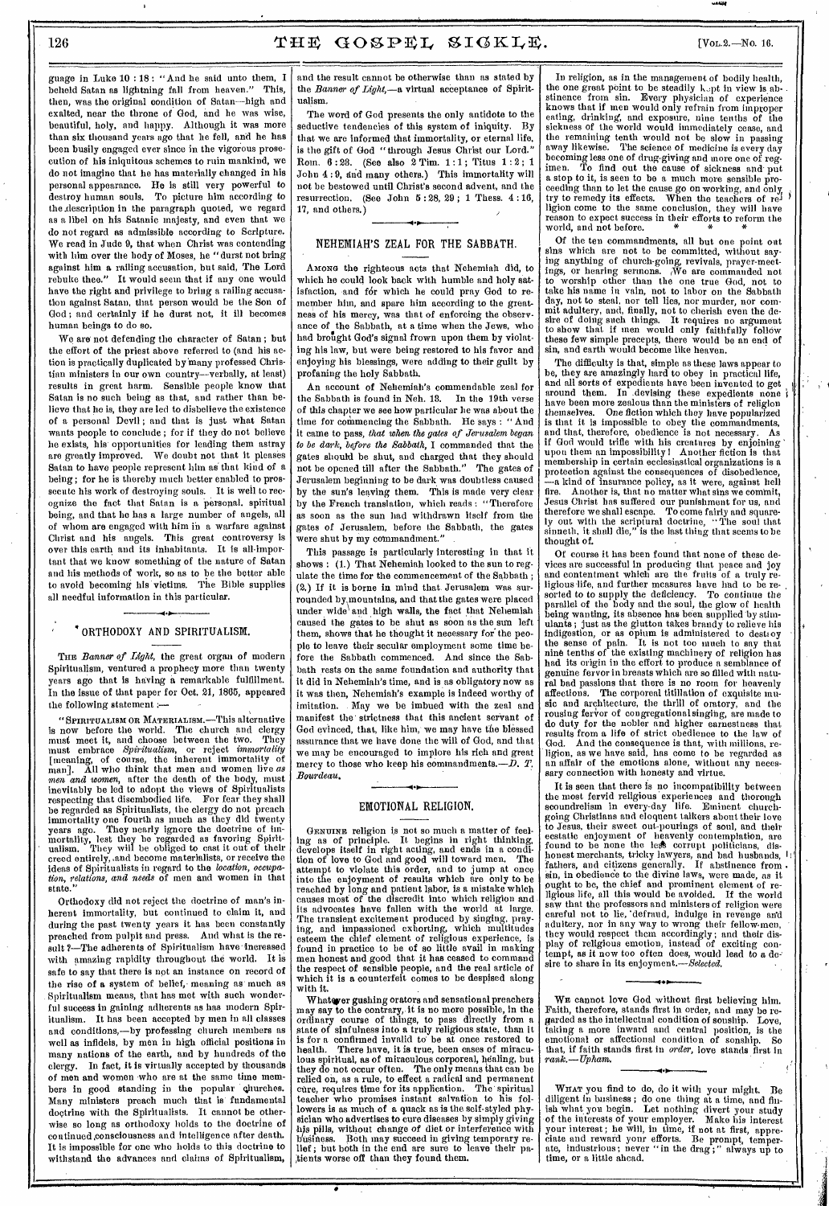guage in Luke 10 : 18 : "And he said unto them, I beheld Satan as lightning fall from heaven." This, then, was the original condition of Satan—high and exalted, near the throne of God, and he was wise, beautiful, holy, and happy. Although it was more than six thousand years ago that he fell, and he has been busily engaged ever since in the vigorous prosecution of his iniquitous schemes to ruin mankind, we do not imagine that he has materially changed in his personal appearance. He is still very powerful to destroy human souls. To picture him according to the description in the paragraph quoted, we regard as a libel on his Satanic majesty, and even that we do not regard as admissible according to Scripture. We read in Jude 9, that when Christ was contending with him over the body of Moses, he "durst not bring against him a railing accusation, but said, The Lord rebuke thee." It would seem that if any one would have the right and privilege to bring a railing accusation against Satan, that person would be the Son of God; and certainly if he durst not, it ill becomes human beings to do so.

We are not defending the character of Satan; but the effort of the priest above referred to (and his action is practically duplicated by many professed Christian ministers in our own country—verbally, at least) results in great harm. Sensible people know that Satan is no such being as that, and rather than believe that he is, they are led to disbelieve the existence of a personal Devil; and that is just what Satan wants people to conclude; for if they do not believe he exists, his opportunities for leading them astray are greatly improved. We doubt not that it pleases Satan to have people represent him as that kind of a being; for he is thereby much better enabled to prosecute his work of destroying souls. It is well to recognize the fact that Satan is a personal, spiritual being, and that he has a large number of angels, all of whom are engaged with him in a warfare against Christ and his angels. This great controversy is over this earth and its inhabitants. It is all-important that we know something of the nature of Satan and his methods of work, so as to be the better able to avoid becoming his victims. The Bible supplies all needful information in this particular.

## ORTHODOXY AND SPIRITUALISM.

The *Banner of Light*, the great organ of modern Spiritualism, ventured a prophecy more than twenty years ago that is having a remarkable fulfillment. In the issue of that paper for Oct. 21, 1865, appeared the following statement :—

"Spiritualism or Materialism.—This alternative is now before the world. The church and clergy must meet it, and choose between the two. They must embrace *Spiritualism*, or reject *immortality* [meaning, of course, the inherent immortality of man]. All who think that men and women live *as men and women*, after the death of the body, must inevitably be led to adopt the views of Spiritualists respecting that disembodied life. For fear they shall be regarded as Spiritualists, the clergy do not preach immortality one fourth as much as they did twenty years ago. They nearly ignore the doctrine of immortality, lest they be regarded as favoring Spiritualism. They will be obliged to cast it out of their creed entirely, and become materialists, or receive the ideas of Spiritualists in regard to the *location, occupation, relations, and needs* of men and women in that state."

Orthodoxy did not reject the doctrine of man's inherent immortality, but continued to claim it, and during the past twenty years it has been constantly preached from pulpit and press. And what is the result?—The adherents of Spiritualism have increased with amazing rapidity throughout the world. It is safe to say that there is not an instance on record of the rise of a system of belief, meaning as much as Spiritualism means, that has met with such wonderful success in gaining adherents as has modern Spiritualism. It has been accepted by men in all classes and conditions,—by professing church members as well as infidels, by men in high official positions in many nations of the earth, and by hundreds of the clergy. In fact, it is virtually accepted by thousands of men and women who are at the same time members in good standing in the popular churches. Many ministers preach much that is fundamental doctrine with the Spiritualists. It cannot be otherwise so long as orthodoxy holds to the doctrine of continued consciousness and intelligence after death. It is impossible for one who holds to this doctrine to withstand the advances and claims of Spiritualism, and the result cannot be otherwise than as stated by the *Banner of Light*,—a virtual acceptance of Spiritualism.

The word of God presents the only antidote to the seductive tendencies of this system of iniquity. By that we are informed that immortality, or eternal life, is the gift of God "through Jesus Christ our Lord." Rom. 6 : 23. (See also 2 Tim. 1 : 1; Titus 1 : 2; 1 John 4 : 9, and many others.) This immortality will not be bestowed until Christ's second advent, and the resurrection. (See John 5 : 28, 29; 1 Thess. 4 : 16, 17, and others.)

## NEHEMIAH'S ZEAL FOR THE SABBATH.

Among the righteous acts that Nehemiah did, to which he could look back with humble and holy satisfaction, and for which he could pray God to remember him, and spare him according to the greatness of his mercy, was that of enforcing the observance of the Sabbath, at a time when the Jews, who had brought God's signal frown upon them by violating his law, but were being restored to his favor and enjoying his blessings, were adding to their guilt by profaning the holy Sabbath.

An account of Nehemiah's commendable zeal for the Sabbath is found in Neh. 13. In the 19th verse of this chapter we see how particular he was about the time for commencing the Sabbath. He says : "And it came to pass, *that when the gates of Jerusalem began to be dark, before the Sabbath*, I commanded that the gates should be shut, and charged that they should not be opened till after the Sabbath." The gates of Jerusalem beginning to be dark was doubtless caused by the sun's leaving them. This is made very clear by the French translation, which reads : "Therefore as soon as the sun had withdrawn itself from the gates of Jerusalem, before the Sabbath, the gates were shut by my commandment."

This passage is particularly interesting in that it shows : (1.) That Nehemiah looked to the sun to regulate the time for the commencement of the Sabbath; (2.) If it is borne in mind that Jerusalem was surrounded by mountains, and that the gates were placed under wide and high walls, the fact that Nehemiah caused the gates to be shut as soon as the sun left them, shows that he thought it necessary for the people to leave their secular employment some time before the Sabbath commenced. And since the Sabbath rests on the same foundation and authority that it did in Nehemiah's time, and is as obligatory now as it was then, Nehemiah's example is indeed worthy of imitation. May we be imbued with the zeal and manifest the strictness that this ancient servant of God evinced, that, like him, we may have the blessed assurance that we have done the will of God, and that we may be encouraged to implore his rich and great mercy to those who keep his commandments.—*D. T. Bourdeau.*

## EMOTIONAL RELIGION.

Genuine religion is not so much a matter of feeling as of principle. It begins in right thinking, develops itself in right acting, and ends in a condition of love to God and good will toward men. The attempt to violate this order, and to jump at once into the enjoyment of results which are only to be reached by long and patient labor, is a mistake which causes most of the discredit into which religion and its advocates have fallen with the world at large. The transient excitement produced by singing, praying, and impassioned exhorting, which multitudes esteem the chief element of religious experience, is found in practice to be of so little avail in making men honest and good that it has ceased to command the respect of sensible people, and the real article of which it is a counterfeit comes to be despised along with it.

Whatever gushing orators and sensational preachers may say to the contrary, it is no more possible, in the ordinary course of things, to pass directly from a state of sinfulness into a truly religious state, than it is for a confirmed invalid to be at once restored to health. There have, it is true, been cases of miraculous spiritual, as of miraculous corporeal, healing, but they do not occur often. The only means that can be relied on, as a rule, to effect a radical and permanent cure, requires time for its application. The spiritual teacher who promises instant salvation to his followers is as much of a quack as is the self-styled physician who advertises to cure diseases by simply giving his pills, without change of diet or interference with business. Both may succeed in giving temporary relief; but both in the end are sure to leave their patients worse off than they found them.

In religion, as in the management of bodily health, the one great point to be steadily kept in view is abstinence from sin. Every physician of experience knows that if men would only refrain from improper eating, drinking, and exposure, nine tenths of the sickness of the world would immediately cease, and the remaining tenth would not be slow in passing away likewise. The science of medicine is every day becoming less one of drug-giving and more one of regimen. To find out the cause of sickness and put a stop to it, is seen to be a much more sensible proceeding than to let the cause go on working, and only try to remedy its effects. When the teachers of religion come to the same conclusion, they will have reason to expect success in their efforts to reform the world, and not before. * * *

Of the ten commandments, all but one point out sins which are not to be committed, without saying anything of church-going, revivals, prayer-meetings, or hearing sermons. We are commanded not to worship other than the one true God, not to take his name in vain, not to labor on the Sabbath day, not to steal, nor tell lies, nor murder, nor commit adultery, and, finally, not to cherish even the desire of doing such things. It requires no argument to show that if men would only faithfully follow these few simple precepts, there would be an end of sin, and earth would become like heaven.

The difficulty is that, simple as these laws appear to be, they are amazingly hard to obey in practical life, and all sorts of expedients have been invented to get around them. In devising these expedients none have been more zealous than the ministers of religion themselves. One fiction which they have popularized is that it is impossible to obey the commandments, and that, therefore, obedience is not necessary. As if God would trifle with his creatures by enjoining upon them an impossibility! Another fiction is that membership in certain ecclesiastical organizations is a protection against the consequences of disobedience, —a kind of insurance policy, as it were, against hell fire. Another is, that no matter what sins we commit, Jesus Christ has suffered our punishment for us, and therefore we shall escape. To come fairly and squarely out with the scriptural doctrine, "The soul that sinneth, it shall die," is the last thing that seems to be thought of.

Of course it has been found that none of these devices are successful in producing that peace and joy and contentment which are the fruits of a truly religious life, and further measures have had to be resorted to to supply the deficiency. To continue the parallel of the body and the soul, the glow of health being wanting, its absence has been supplied by stimulants; just as the glutton takes brandy to relieve his indigestion, or as opium is administered to destroy the sense of pain. It is not too much to say that nine tenths of the existing machinery of religion has had its origin in the effort to produce a semblance of genuine fervor in breasts which are so filled with natural bad passions that there is no room for heavenly affections. The corporeal titillation of exquisite music and architecture, the thrill of oratory, and the rousing fervor of congregational singing, are made to do duty for the nobler and higher earnestness that results from a life of strict obedience to the law of God. And the consequence is that, with millions, religion, as we have said, has come to be regarded as an affair of the emotions alone, without any necessary connection with honesty and virtue.

It is seen that there is no incompatibility between the most fervid religious experiences and thorough scoundrelism in every-day life. Eminent church-going Christians and eloquent talkers about their love to Jesus, their sweet out-pourings of soul, and their ecstatic enjoyment of heavenly contemplation, are found to be none the less corrupt politicians, dishonest merchants, tricky lawyers, and bad husbands, fathers, and citizens generally. If abstinence from sin, in obedience to the divine laws, were made, as it ought to be, the chief and prominent element of religious life, all this would be avoided. If the world saw that the professors and ministers of religion were careful not to lie, defraud, indulge in revenge and adultery, nor in any way to wrong their fellow-men, they would respect them accordingly; and their display of religious emotion, instead of exciting contempt, as it now too often does, would lead to a desire to share in its enjoyment.—*Selected.*

We cannot love God without first believing him. Faith, therefore, stands first in order, and may be regarded as the intellectual condition of sonship. Love, taking a more inward and central position, is the emotional or affectional condition of sonship. So that, if faith stands first in *order*, love stands first in *rank*.—*Upham.*

What you find to do, do it with your might. Be diligent in business; do one thing at a time, and finish what you begin. Let nothing divert your study of the interests of your employer. Make his interest your interest; he will, in time, if not at first, appreciate and reward your efforts. Be prompt, temperate, industrious; never "in the drag;" always up to time, or a little ahead.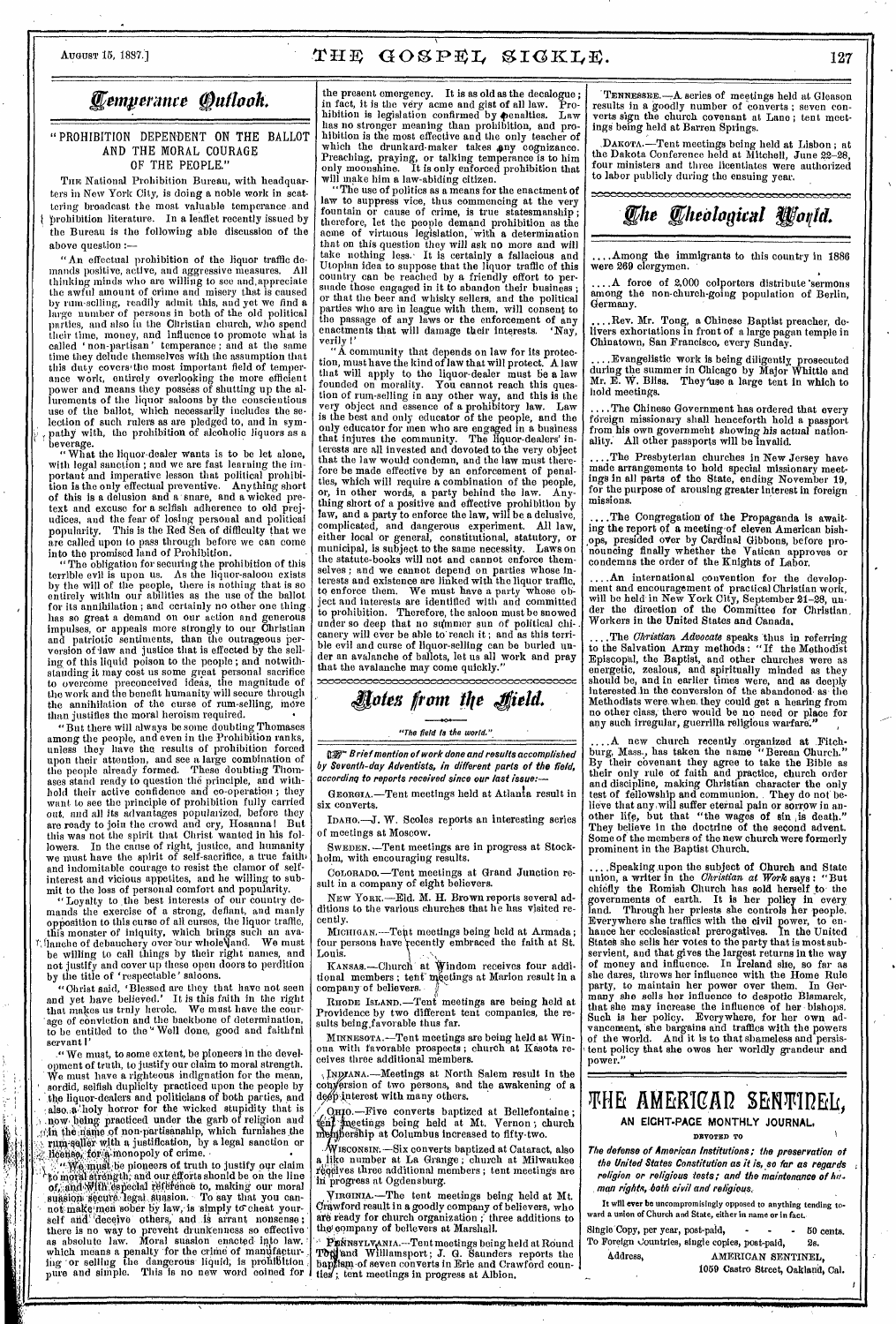## Temperance Outlook.

### "PROHIBITION DEPENDENT ON THE BALLOT AND THE MORAL COURAGE OF THE PEOPLE."

THE National Prohibition Bureau, with headquarters in New York City, is doing a noble work in scattering broadcast the most valuable temperance and prohibition literature. In a leaflet recently issued by the Bureau is the following able discussion of the above question:—

"An effectual prohibition of the liquor traffic demands positive, active, and aggressive measures. All thinking minds who are willing to see and appreciate the awful amount of crime and misery that is caused by rum-selling, readily admit this, and yet we find a large number of persons in both of the old political parties, and also in the Christian church, who spend their time, money, and influence to promote what is called 'non-partisan' temperance; and at the same time they delude themselves with the assumption that this duty covers the most important field of temperance work, entirely overlooking the more efficient power and means they possess of shutting up the allurements of the liquor saloons by the conscientious use of the ballot, which necessarily includes the selection of such rulers as are pledged to, and in sympathy with, the prohibition of alcoholic liquors as a beverage.

"What the liquor-dealer wants is to be let alone, with legal sanction; and we are fast learning the important and imperative lesson that political prohibition is the only effectual preventive. Anything short of this is a delusion and a snare, and a wicked pretext and excuse for a selfish adherence to old prejudices, and the fear of losing personal and political popularity. This is the Red Sea of difficulty that we are called upon to pass through before we can come into the promised land of Prohibition.

"The obligation for securing the prohibition of this terrible evil is upon us. As the liquor-saloon exists by the will of the people, there is nothing that is so entirely within our abilities as the use of the ballot for its annihilation; and certainly no other one thing has so great a demand on our action and generous impulses, or appeals more strongly to our Christian and patriotic sentiments, than the outrageous perversion of law and justice that is effected by the selling of this liquid poison to the people; and notwithstanding it may cost us some great personal sacrifice to overcome preconceived ideas, the magnitude of the work and the benefit humanity will secure through the annihilation of the curse of rum-selling, more than justifies the moral heroism required.

"But there will always be some doubting Thomases among the people, and even in the Prohibition ranks, unless they have the results of prohibition forced upon their attention, and see a large combination of the people already formed. These doubting Thomases stand ready to question the principle, and withhold their active confidence and co-operation; they want to see the principle of prohibition fully carried out, and all its advantages popularized, before they are ready to join the crowd and cry, Hosanna! But this was not the spirit that Christ wanted in his followers. In the cause of right, justice, and humanity we must have the spirit of self-sacrifice, a true faith and indomitable courage to resist the clamor of self-interest and vicious appetites, and be willing to submit to the loss of personal comfort and popularity.

"Loyalty to the best interests of our country demands the exercise of a strong, defiant, and manly opposition to this curse of all curses, the liquor traffic, this monster of iniquity, which brings such an avalanche of debauchery over our whole land. We must be willing to call things by their right names, and not justify and cover up these open doors to perdition by the title of 'respectable' saloons.

"Christ said, 'Blessed are they that have not seen and yet have believed.' It is this faith in the right that makes us truly heroic. We must have the courage of conviction and the backbone of determination, to be entitled to the 'Well done, good and faithful servant!'

"We must, to some extent, be pioneers in the development of truth, to justify our claim to moral strength. We must have a righteous indignation for the mean, sordid, selfish duplicity practiced upon the people by the liquor-dealers and politicians of both parties, and also a holy horror for the wicked stupidity that is now being practiced under the garb of religion and in the name of non-partisanship, which furnishes the rum-seller with a justification, by a legal sanction or license, for a monopoly of crime.

"We must be pioneers of truth to justify our claim to moral strength, and our efforts should be on the line of, and with especial reference to, making our moral suasion secure legal suasion. To say that you cannot make men sober by law, is simply to cheat yourself and deceive others, and is arrant nonsense; there is no way to prevent drunkenness so effective as absolute law. Moral suasion enacted into law, which means a penalty for the crime of manufacturing or selling the dangerous liquid, is prohibition pure and simple. This is no new word coined for the present emergency. It is as old as the decalogue; in fact, it is the very acme and gist of all law. Prohibition is legislation confirmed by penalties. Law has no stronger meaning than prohibition, and prohibition is the most effective and the only teacher of which the drunkard-maker takes any cognizance. Preaching, praying, or talking temperance is to him only moonshine. It is only enforced prohibition that will make him a law-abiding citizen.

"The use of politics as a means for the enactment of law to suppress vice, thus commencing at the very fountain or cause of crime, is true statesmanship; therefore, let the people demand prohibition as the acme of virtuous legislation, with a determination that on this question they will ask no more and will take nothing less. It is certainly a fallacious and Utopian idea to suppose that the liquor traffic of this country can be reached by a friendly effort to persuade those engaged in it to abandon their business; or that the beer and whisky sellers, and the political parties who are in league with them, will consent to the passage of any laws or the enforcement of any enactments that will damage their interests. 'Nay, verily!'

"A community that depends on law for its protection, must have the kind of law that will protect. A law that will apply to the liquor-dealer must be a law founded on morality. You cannot reach this question of rum-selling in any other way, and this is the very object and essence of a prohibitory law. Law is the best and only educator of the people, and the only educator for men who are engaged in a business that injures the community. The liquor-dealers' interests are all invested and devoted to the very object that the law would condemn, and the law must therefore be made effective by an enforcement of penalties, which will require a combination of the people, or, in other words, a party behind the law. Anything short of a positive and effective prohibition by law, and a party to enforce the law, will be a delusive, complicated, and dangerous experiment. All law, either local or general, constitutional, statutory, or municipal, is subject to the same necessity. Laws on the statute-books will not and cannot enforce themselves; and we cannot depend on parties whose interests and existence are linked with the liquor traffic, to enforce them. We must have a party whose object and interests are identified with and committed to prohibition. Therefore, the saloon must be snowed under so deep that no summer sun of political chicanery will ever be able to reach it; and as this terrible evil and curse of liquor-selling can be buried under an avalanche of ballots, let us all work and pray that the avalanche may come quickly."

## Notes from the Field.

*"The field is the world."*

☞ *Brief mention of work done and results accomplished by Seventh-day Adventists, in different parts of the field, according to reports received since our last issue:—*

GEORGIA.—Tent meetings held at Atlanta result in six converts.

IDAHO.—J. W. Scoles reports an interesting series of meetings at Moscow.

SWEDEN.—Tent meetings are in progress at Stockholm, with encouraging results.

COLORADO.—Tent meetings at Grand Junction result in a company of eight believers.

NEW YORK.—Eld. M. H. Brown reports several additions to the various churches that he has visited recently.

MICHIGAN.—Tent meetings being held at Armada; four persons have recently embraced the faith at St. Louis.

KANSAS.—Church at Windom receives four additional members; tent meetings at Marion result in a company of believers.

RHODE ISLAND.—Tent meetings are being held at Providence by two different tent companies, the results being favorable thus far.

MINNESOTA.—Tent meetings are being held at Winona with favorable prospects; church at Kasota receives three additional members.

INDIANA.—Meetings at North Salem result in the conversion of two persons, and the awakening of a deep interest with many others.

OHIO.—Five converts baptized at Bellefontaine; tent meetings being held at Mt. Vernon; church membership at Columbus increased to fifty-two.

WISCONSIN.—Six converts baptized at Cataract, also a like number at La Grange; church at Milwaukee receives three additional members; tent meetings are in progress at Ogdensburg.

VIRGINIA.—The tent meetings being held at Mt. Crawford result in a goodly company of believers, who are ready for church organization; three additions to the company of believers at Marshall.

PENNSYLVANIA.—Tent meetings being held at Round Top and Williamsport; J. G. Saunders reports the baptism of seven converts in Erie and Crawford counties; tent meetings in progress at Albion.

TENNESSEE.—A series of meetings held at Gleason results in a goodly number of converts; seven converts sign the church covenant at Lane; tent meetings being held at Barren Springs.

DAKOTA.—Tent meetings being held at Lisbon; at the Dakota Conference held at Mitchell, June 22–28, four ministers and three licentiates were authorized to labor publicly during the ensuing year.

## The Theological World.

....Among the immigrants to this country in 1886 were 269 clergymen.

....A force of 2,000 colporters distribute sermons among the non-church-going population of Berlin, Germany.

....Rev. Mr. Tong, a Chinese Baptist preacher, delivers exhortations in front of a large pagan temple in Chinatown, San Francisco, every Sunday.

....Evangelistic work is being diligently prosecuted during the summer in Chicago by Major Whittle and Mr. E. W. Bliss. They use a large tent in which to hold meetings.

....The Chinese Government has ordered that every foreign missionary shall henceforth hold a passport from his own government showing his actual nationality. All other passports will be invalid.

....The Presbyterian churches in New Jersey have made arrangements to hold special missionary meetings in all parts of the State, ending November 19, for the purpose of arousing greater interest in foreign missions.

....The Congregation of the Propaganda is awaiting the report of a meeting of eleven American bishops, presided over by Cardinal Gibbons, before pronouncing finally whether the Vatican approves or condemns the order of the Knights of Labor.

....An international convention for the development and encouragement of practical Christian work, will be held in New York City, September 21–28, under the direction of the Committee for Christian Workers in the United States and Canada.

....The *Christian Advocate* speaks thus in referring to the Salvation Army methods: "If the Methodist Episcopal, the Baptist, and other churches were as energetic, zealous, and spiritually minded as they should be, and in earlier times were, and as deeply interested in the conversion of the abandoned as the Methodists were when they could get a hearing from no other class, there would be no need or place for any such irregular, guerrilla religious warfare."

....A new church recently organized at Fitchburg, Mass., has taken the name "Berean Church." By their covenant they agree to take the Bible as their only rule of faith and practice, church order and discipline, making Christian character the only test of fellowship and communion. They do not believe that any will suffer eternal pain or sorrow in another life, but that "the wages of sin is death." They believe in the doctrine of the second advent. Some of the members of the new church were formerly prominent in the Baptist Church.

....Speaking upon the subject of Church and State union, a writer in the *Christian at Work* says: "But chiefly the Romish Church has sold herself to the governments of earth. It is her policy in every land. Through her priests she controls her people. Everywhere she traffics with the civil power, to enhance her ecclesiastical prerogatives. In the United States she sells her votes to the party that is most subservient, and that gives the largest returns in the way of money and influence. In Ireland she, so far as she dares, throws her influence with the Home Rule party, to maintain her power over them. In Germany she sells her influence to despotic Bismarck, that she may increase the influence of her bishops. Such is her policy. Everywhere, for her own advancement, she bargains and traffics with the powers of the world. And it is to that shameless and persistent policy that she owes her worldly grandeur and power."

## THE AMERICAN SENTINEL,

**AN EIGHT-PAGE MONTHLY JOURNAL.**

DEVOTED TO

*The defense of American Institutions; the preservation of the United States Constitution as it is, so far as regards religion or religious tests; and the maintenance of human rights, both civil and religious.*

It will ever be uncompromisingly opposed to anything tending toward a union of Church and State, either in name or in fact.

Single Copy, per year, post-paid, - - - 50 cents.
To Foreign Countries, single copies, post-paid, 2s.

Address, AMERICAN SENTINEL,
1059 Castro Street, Oakland, Cal.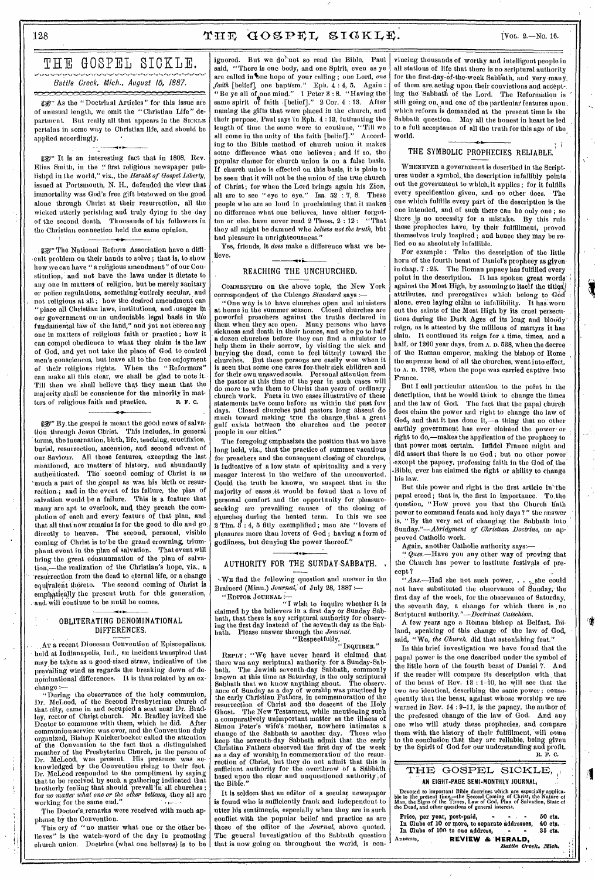# THE GOSPEL SICKLE.

*Battle Creek, Mich., August 15, 1887.*

☞ As the "Doctrinal Articles" for this issue are of unusual length, we omit the "Christian Life" department. But really all that appears in the SICKLE pertains in some way to Christian life, and should be applied accordingly.

☞ It is an interesting fact that in 1808, Rev. Elias Smith, in the "first religious newspaper published in the world," viz., the *Herald of Gospel Liberty*, issued at Portsmouth, N. H., defended the view that immortality was God's free gift bestowed on the good alone through Christ at their resurrection, all the wicked utterly perishing and truly dying in the day of the second death. Thousands of his followers in the Christian connection held the same opinion.

☞ The National Reform Association have a difficult problem on their hands to solve; that is, to show how we can have "a religious amendment" of our Constitution, and not have the laws under it dictate to any one in matters of religion, but be merely sanitary or police regulations, something entirely secular, and not religious at all; how the desired amendment can "place all Christian laws, institutions, and usages in our government on an undeniable legal basis in the fundamental law of the land," and yet not coerce any one in matters of religious faith or practice; how it can compel obedience to what they claim is the law of God, and yet not take the place of God to control men's consciences, but leave all to the free enjoyment of their religious rights. When the "Reformers" can make all this clear, we shall be glad to note it. Till then we shall believe that they mean that the majority shall be conscience for the minority in matters of religious faith and practice. R. F. C.

☞ By the gospel is meant the good news of salvation through Jesus Christ. This includes, in general terms, the incarnation, birth, life, teaching, crucifixion, burial, resurrection, ascension, and second advent of our Saviour. All these features, excepting the last mentioned, are matters of history, and abundantly authenticated. The second coming of Christ is as much a part of the gospel as was his birth or resurrection; and in the event of its failure, the plan of salvation would be a failure. This is a feature that many are apt to overlook, and they preach the completion of each and every feature of that plan, and that all that now remains is for the good to die and go directly to heaven. The second, personal, visible coming of Christ is to be the grand crowning, triumphant event in the plan of salvation. That event will bring the great consummation of the plan of salvation,—the realization of the Christian's hope, viz., a resurrection from the dead to eternal life, or a change equivalent thereto. The second coming of Christ is emphatically the present truth for this generation, and will continue to be until he comes.

## OBLITERATING DENOMINATIONAL DIFFERENCES.

AT a recent Diocesan Convention of Episcopalians, held at Indianapolis, Ind., an incident transpired that may be taken as a good-sized straw, indicative of the prevailing wind as regards the breaking down of denominational differences. It is thus related by an exchange:—

"During the observance of the holy communion, Dr. McLeod, of the Second Presbyterian church of that city, came in and occupied a seat near Dr. Bradley, rector of Christ church. Mr. Bradley invited the Doctor to commune with them, which he did. After communion service was over, and the Convention duly organized, Bishop Knickerbocker called the attention of the Convention to the fact that a distinguished member of the Presbyterian Church, in the person of Dr. McLeod, was present. His presence was acknowledged by the Convention rising to their feet. Dr. McLeod responded to the compliment by saying that to be received by such a gathering indicated that brotherly feeling that should prevail in all churches; for *no matter what one or the other believes*, they all are working for the same end."

The Doctor's remarks were received with much applause by the Convention.

This cry of "no matter what one or the other believes" is the watch-word of the day in promoting church union. Doctrine (what one believes) is to be ignored. But we do not so read the Bible. Paul said, "There is one body, and one Spirit, even as ye are called in one hope of your calling; one Lord, *one faith* [belief], one baptism." Eph. 4:4, 5. Again: "Be ye all of one mind." 1 Peter 3:8. "Having the same spirit of faith [belief]." 2 Cor. 4:13. After naming the gifts that were placed in the church, and their purpose, Paul says in Eph. 4:13, intimating the length of time the same were to continue, "Till we all come in the unity of the faith [belief]." According to the Bible method of church union it makes some difference what one believes; and if so, the popular clamor for church union is on a false basis. If church union is effected on this basis, it is plain to be seen that it will not be the union of the true church of Christ; for when the Lord brings again his Zion, all are to see "eye to eye." Isa. 52:7, 8. These people who are so loud in proclaiming that it makes no difference what one believes, have either forgotten or else have never read 2 Thess. 2:12: "That they all might be damned who *believe not the truth*, but had pleasure in unrighteousness."

Yes, friends, it *does* make a difference what we believe.

## REACHING THE UNCHURCHED.

COMMENTING on the above topic, the New York correspondent of the Chicago *Standard* says:—

"One way is to have churches open and ministers at home in the summer season. Closed churches are powerful preachers against the truths declared in them when they are open. Many persons who have sickness and death in their homes, and who go to half a dozen churches before they can find a minister to help them in their sorrow, by visiting the sick and burying the dead, come to feel bitterly toward the churches. But these persons are easily won when it is seen that some one cares for their sick children and for their own unsaved souls. Personal attention from the pastor at this time of the year in such cases will do more to win them to Christ than years of ordinary church work. Facts in two cases illustrative of these statements have come before us within the past few days. Closed churches and pastors long absent do much toward making true the charge that a great gulf exists between the churches and the poorer people in our cities."

The foregoing emphasizes the position that we have long held, viz., that the practice of summer vacations for preachers and the consequent closing of churches, is indicative of a low state of spirituality and a very meager interest in the welfare of the unconverted. Could the truth be known, we suspect that in the majority of cases it would be found that a love of personal comfort and the opportunity for pleasure-seeking are prevailing causes of the closing of churches during the heated term. In this we see 2 Tim. 3:4, 5 fitly exemplified; men are "lovers of pleasures more than lovers of God; having a form of godliness, but denying the power thereof."

## AUTHORITY FOR THE SUNDAY-SABBATH.

WE find the following question and answer in the Brainerd (Minn.) *Journal*, of July 28, 1887:—

"EDITOR JOURNAL:—

"I wish to inquire whether it is claimed by the believers in a first day or Sunday Sabbath, that there is any scriptural authority for observing the first day instead of the seventh day as the Sabbath. Please answer through the *Journal*.

"Respectfully,

"INQUIRER."

REPLY: "We have never heard it claimed that there was any scriptural authority for a Sunday-Sabbath. The Jewish seventh-day Sabbath, commonly known at this time as Saturday, is the only scriptural Sabbath that we know anything about. The observance of Sunday as a day of worship was practiced by the early Christian Fathers, in commemoration of the resurrection of Christ and the descent of the Holy Ghost. The New Testament, while mentioning such a comparatively unimportant matter as the illness of Simon Peter's wife's mother, nowhere intimates a change of the Sabbath to another day. Those who keep the seventh-day Sabbath admit that the early Christian Fathers observed the first day of the week as a day of worship in commemoration of the resurrection of Christ, but they do not admit that this is sufficient authority for the overthrow of a Sabbath based upon the clear and unquestioned authority of the Bible."

It is seldom that an editor of a secular newspaper is found who is sufficiently frank and independent to utter his sentiments, especially when they are in such conflict with the popular belief and practice as are those of the editor of the *Journal*, above quoted. The general investigation of the Sabbath question that is now going on throughout the world, is convincing thousands of worthy and intelligent people in all stations of life that there is no scriptural authority for the first-day-of-the-week Sabbath, and very many of them are acting upon their convictions and accepting the Sabbath of the Lord. The Reformation is still going on, and one of the particular features upon which reform is demanded at the present time is the Sabbath question. May all the honest in heart be led to a full acceptance of all the truth for this age of the world.

## THE SYMBOLIC PROPHECIES RELIABLE.

WHENEVER a government is described in the Scriptures under a symbol, the description infallibly points out the government to which it applies; for it fulfills every specification given, and no other does. The one which fulfills every part of the description is the one intended, and of such there can be only one; so there is no necessity for a mistake. By this rule these prophecies have, by their fulfillment, proved themselves truly inspired; and hence they may be relied on as absolutely infallible.

For example: Take the description of the little horn of the fourth beast of Daniel's prophecy as given in chap. 7:25. The Roman papacy has fulfilled every point in the description. It has spoken great words against the Most High, by assuming to itself the titles, attributes, and prerogatives which belong to God alone, even laying claim to infallibility. It has worn out the saints of the Most High by its cruel persecutions during the Dark Ages of its long and bloody reign, as is attested by the millions of martyrs it has slain. It continued its reign for a time, times, and a half, or 1260 year days, from A. D. 538, when the decree of the Roman emperor, making the bishop of Rome the supreme head of all the churches, went into effect, to A. D. 1798, when the pope was carried captive into France.

But I call particular attention to the point in the description, that he would think to change the times and the law of God. The fact that the papal church does claim the power and right to change the law of God, and that it has done it,—a thing that no other earthly government has ever claimed the power or right to do,—makes the application of the prophecy to that power most certain. Infidel France might and did assert that there is no God; but no other power except the papacy, professing faith in the God of the Bible, ever has claimed the right or ability to change his law.

But this power and right is the first article in the papal creed; that is, the first in importance. To the question, "How prove you that the Church hath power to command feasts and holy days?" the answer is, "By the very act of changing the Sabbath into Sunday."—*Abridgment of Christian Doctrine*, an approved Catholic work.

Again, another Catholic authority says:—

"*Ques.*—Have you any other way of proving that the Church has power to institute festivals of precept?

"*Ans.*—Had she not such power, . . . she could not have substituted the observance of Sunday, the first day of the week, for the observance of Saturday, the seventh day, a change for which there is no Scriptural authority."—*Doctrinal Catechism*.

A few years ago a Roman bishop at Belfast, Ireland, speaking of this change of the law of God, said, "We, *the Church*, did that astonishing feat."

In this brief investigation we have found that the papal power is the one described under the symbol of the little horn of the fourth beast of Daniel 7. And if the reader will compare its description with that of the beast of Rev. 13:1-10, he will see that the two are identical, describing the same power; consequently that the beast, against whose worship we are warned in Rev. 14:9-11, is the papacy, the author of the professed change of the law of God. And any one who will study these prophecies, and compare them with the history of their fulfillment, will come to the conclusion that they are reliable, being given by the Spirit of God for our understanding and profit.

R. F. C.

## THE GOSPEL SICKLE,

**AN EIGHT-PAGE SEMI-MONTHLY JOURNAL,**

Devoted to important Bible doctrines which are especially applicable to the present time,—the Second Coming of Christ, the Nature of Man, the Signs of the Times, Law of God, Plan of Salvation, State of the Dead, and other questions of general interest.

| | |
|---|---|
| Price, per year, post-paid, | 50 cts. |
| In Clubs of 10 or more, to separate addresses, | 40 cts. |
| In Clubs of 100 to one address, | 35 cts. |

ADDRESS, **REVIEW & HERALD,** *Battle Creek, Mich.*